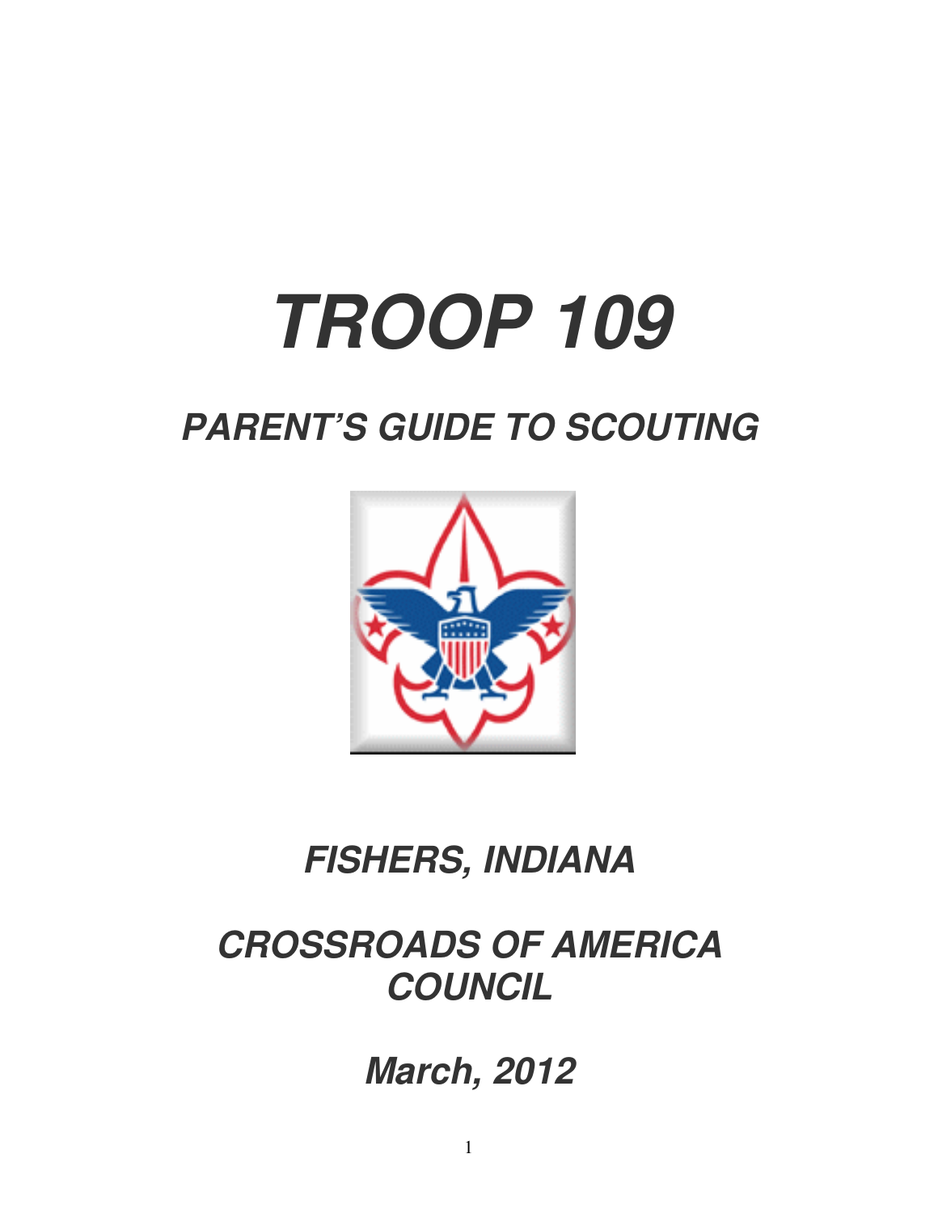# TROOP 109

## PARENT'S GUIDE TO SCOUTING

## FISHERS, INDIANA

## CROSSROADS OF AMERICA COUNCIL

## March, 2012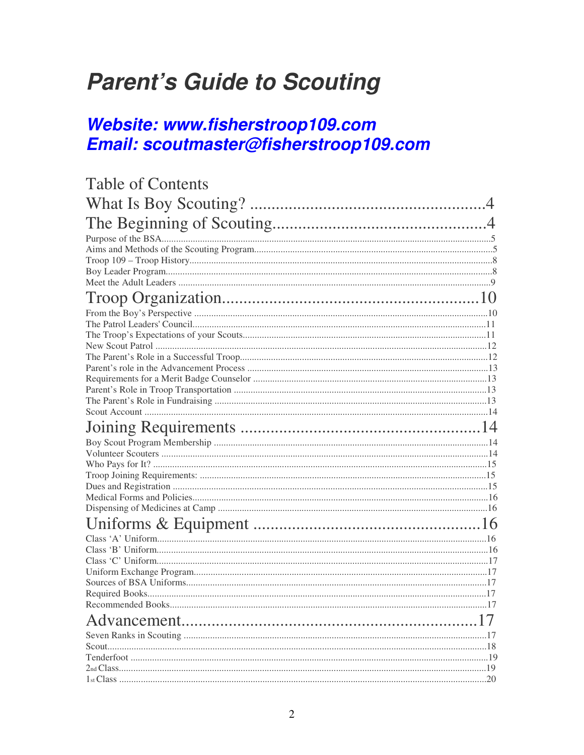# Parent's Guide to Scouting

## Website: www.fisherstroop109.com
## Email: scoutmaster@fisherstroop109.com

Table of Contents

What Is Boy Scouting? .......................................................4

The Beginning of Scouting.................................................4

Purpose of the BSA.........................................................................................................................5
Aims and Methods of the Scouting Program...................................................................................5
Troop 109 – Troop History..............................................................................................................8
Boy Leader Program........................................................................................................................8
Meet the Adult Leaders ..................................................................................................................9

Troop Organization..........................................................10

From the Boy's Perspective ..........................................................................................................10
The Patrol Leaders' Council..........................................................................................................11
The Troop's Expectations of your Scouts.....................................................................................11
New Scout Patrol ..........................................................................................................................12
The Parent's Role in a Successful Troop.......................................................................................12
Parent's role in the Advancement Process ....................................................................................13
Requirements for a Merit Badge Counselor .................................................................................13
Parent's Role in Troop Transportation .........................................................................................13
The Parent's Role in Fundraising .................................................................................................13
Scout Account ...............................................................................................................................14

Joining Requirements .......................................................14

Boy Scout Program Membership ..................................................................................................14
Volunteer Scouters ........................................................................................................................14
Who Pays for It? ...........................................................................................................................15
Troop Joining Requirements: .......................................................................................................15
Dues and Registration ...................................................................................................................15
Medical Forms and Policies...........................................................................................................16
Dispensing of Medicines at Camp ................................................................................................16

Uniforms & Equipment .....................................................16

Class 'A' Uniform..........................................................................................................................16
Class 'B' Uniform..........................................................................................................................16
Class 'C' Uniform..........................................................................................................................17
Uniform Exchange Program..........................................................................................................17
Sources of BSA Uniforms.............................................................................................................17
Required Books.............................................................................................................................17
Recommended Books....................................................................................................................17

Advancement....................................................................17

Seven Ranks in Scouting ..............................................................................................................17
Scout..............................................................................................................................................18
Tenderfoot ....................................................................................................................................19
2nd Class........................................................................................................................................19
1st Class .........................................................................................................................................20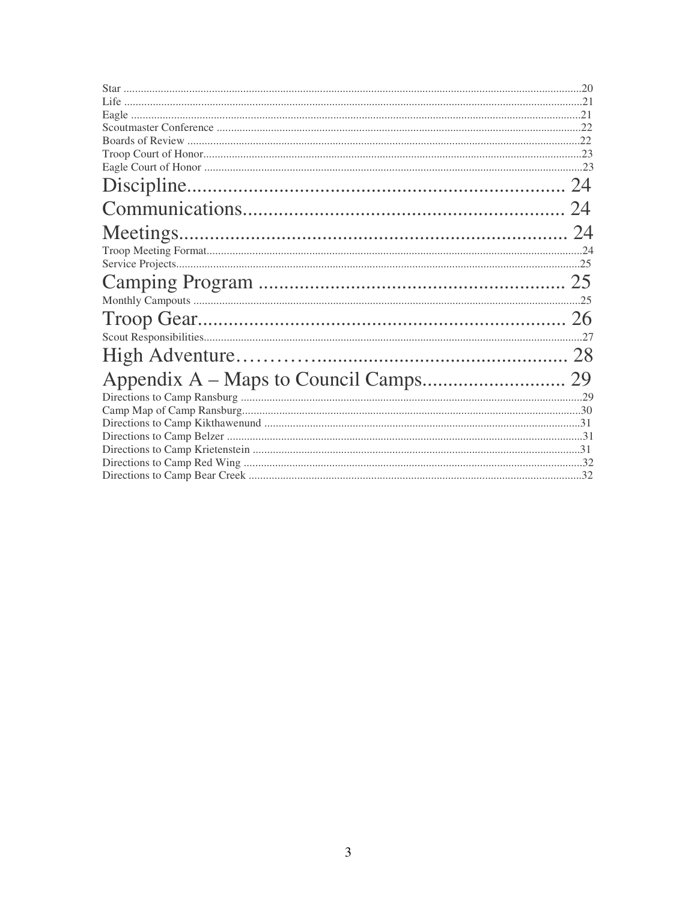Star ....................................................................................................................................................20
Life .....................................................................................................................................................21
Eagle ..................................................................................................................................................21
Scoutmaster Conference ...................................................................................................................22
Boards of Review ..............................................................................................................................22
Troop Court of Honor........................................................................................................................23
Eagle Court of Honor ........................................................................................................................23

# Discipline.......................................................................... 24

# Communications.............................................................. 24

# Meetings............................................................................ 24

Troop Meeting Format........................................................................................................................24
Service Projects..................................................................................................................................25

# Camping Program ........................................................... 25

Monthly Campouts .............................................................................................................................25

# Troop Gear........................................................................ 26

Scout Responsibilities.........................................................................................................................27

# High Adventure…………................................................ 28

# Appendix A – Maps to Council Camps............................ 29

Directions to Camp Ransburg ............................................................................................................29
Camp Map of Camp Ransburg...........................................................................................................30
Directions to Camp Kikthawenund ....................................................................................................31
Directions to Camp Belzer .................................................................................................................31
Directions to Camp Krietenstein ........................................................................................................31
Directions to Camp Red Wing ...........................................................................................................32
Directions to Camp Bear Creek .........................................................................................................32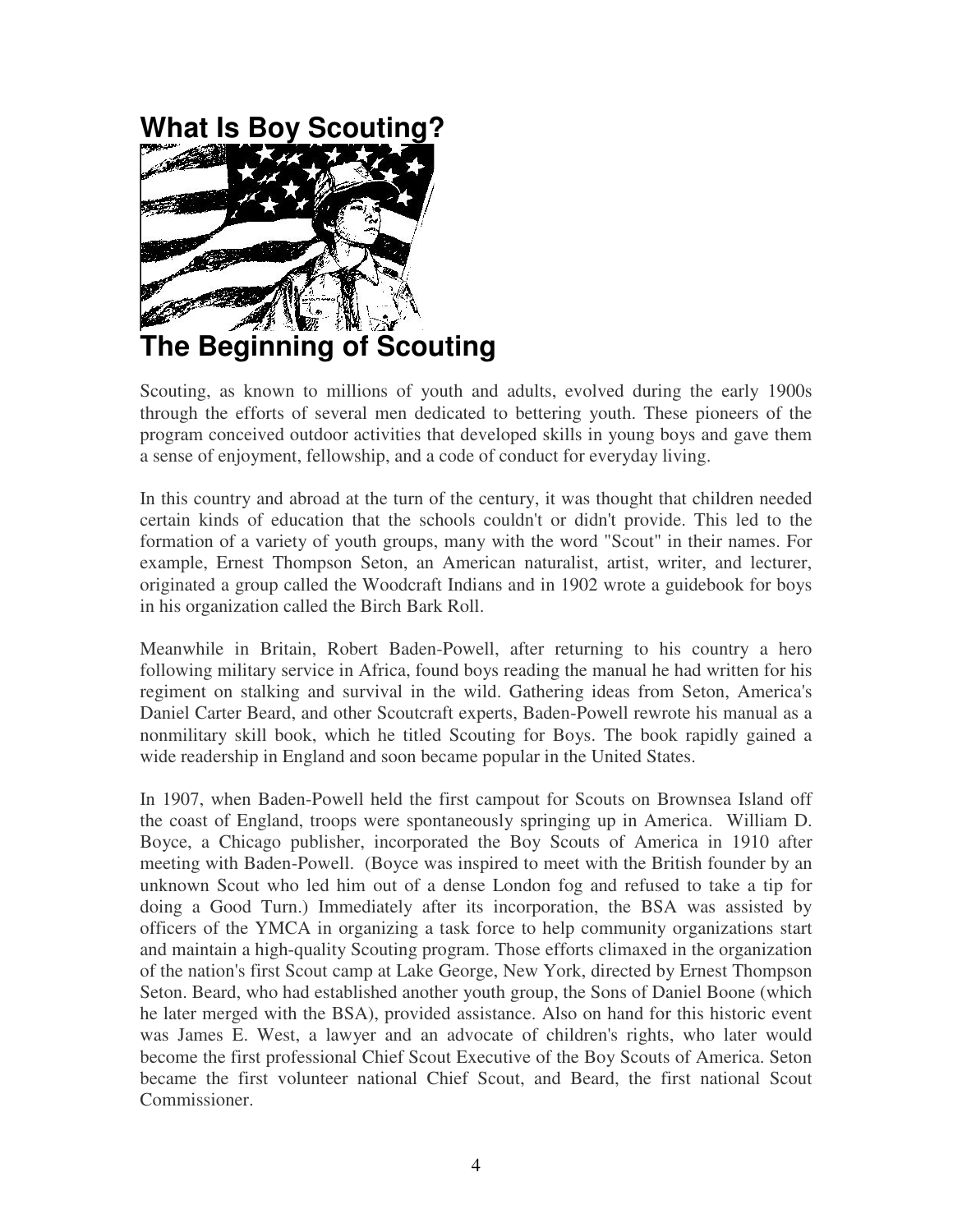# What Is Boy Scouting?

## The Beginning of Scouting

Scouting, as known to millions of youth and adults, evolved during the early 1900s through the efforts of several men dedicated to bettering youth. These pioneers of the program conceived outdoor activities that developed skills in young boys and gave them a sense of enjoyment, fellowship, and a code of conduct for everyday living.

In this country and abroad at the turn of the century, it was thought that children needed certain kinds of education that the schools couldn't or didn't provide. This led to the formation of a variety of youth groups, many with the word "Scout" in their names. For example, Ernest Thompson Seton, an American naturalist, artist, writer, and lecturer, originated a group called the Woodcraft Indians and in 1902 wrote a guidebook for boys in his organization called the Birch Bark Roll.

Meanwhile in Britain, Robert Baden-Powell, after returning to his country a hero following military service in Africa, found boys reading the manual he had written for his regiment on stalking and survival in the wild. Gathering ideas from Seton, America's Daniel Carter Beard, and other Scoutcraft experts, Baden-Powell rewrote his manual as a nonmilitary skill book, which he titled Scouting for Boys. The book rapidly gained a wide readership in England and soon became popular in the United States.

In 1907, when Baden-Powell held the first campout for Scouts on Brownsea Island off the coast of England, troops were spontaneously springing up in America. William D. Boyce, a Chicago publisher, incorporated the Boy Scouts of America in 1910 after meeting with Baden-Powell. (Boyce was inspired to meet with the British founder by an unknown Scout who led him out of a dense London fog and refused to take a tip for doing a Good Turn.) Immediately after its incorporation, the BSA was assisted by officers of the YMCA in organizing a task force to help community organizations start and maintain a high-quality Scouting program. Those efforts climaxed in the organization of the nation's first Scout camp at Lake George, New York, directed by Ernest Thompson Seton. Beard, who had established another youth group, the Sons of Daniel Boone (which he later merged with the BSA), provided assistance. Also on hand for this historic event was James E. West, a lawyer and an advocate of children's rights, who later would become the first professional Chief Scout Executive of the Boy Scouts of America. Seton became the first volunteer national Chief Scout, and Beard, the first national Scout Commissioner.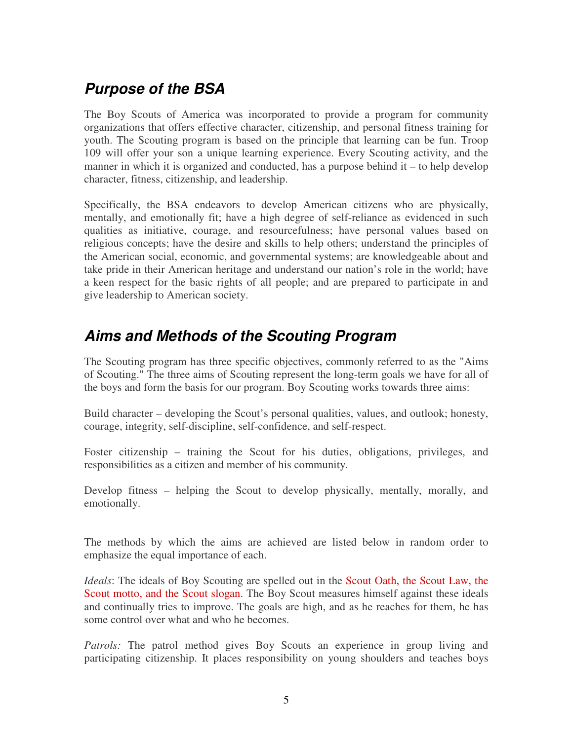## ***Purpose of the BSA***

The Boy Scouts of America was incorporated to provide a program for community organizations that offers effective character, citizenship, and personal fitness training for youth. The Scouting program is based on the principle that learning can be fun. Troop 109 will offer your son a unique learning experience. Every Scouting activity, and the manner in which it is organized and conducted, has a purpose behind it – to help develop character, fitness, citizenship, and leadership.

Specifically, the BSA endeavors to develop American citizens who are physically, mentally, and emotionally fit; have a high degree of self-reliance as evidenced in such qualities as initiative, courage, and resourcefulness; have personal values based on religious concepts; have the desire and skills to help others; understand the principles of the American social, economic, and governmental systems; are knowledgeable about and take pride in their American heritage and understand our nation's role in the world; have a keen respect for the basic rights of all people; and are prepared to participate in and give leadership to American society.

## ***Aims and Methods of the Scouting Program***

The Scouting program has three specific objectives, commonly referred to as the "Aims of Scouting." The three aims of Scouting represent the long-term goals we have for all of the boys and form the basis for our program. Boy Scouting works towards three aims:

Build character – developing the Scout's personal qualities, values, and outlook; honesty, courage, integrity, self-discipline, self-confidence, and self-respect.

Foster citizenship – training the Scout for his duties, obligations, privileges, and responsibilities as a citizen and member of his community.

Develop fitness – helping the Scout to develop physically, mentally, morally, and emotionally.

The methods by which the aims are achieved are listed below in random order to emphasize the equal importance of each.

*Ideals*: The ideals of Boy Scouting are spelled out in the Scout Oath, the Scout Law, the Scout motto, and the Scout slogan. The Boy Scout measures himself against these ideals and continually tries to improve. The goals are high, and as he reaches for them, he has some control over what and who he becomes.

*Patrols:* The patrol method gives Boy Scouts an experience in group living and participating citizenship. It places responsibility on young shoulders and teaches boys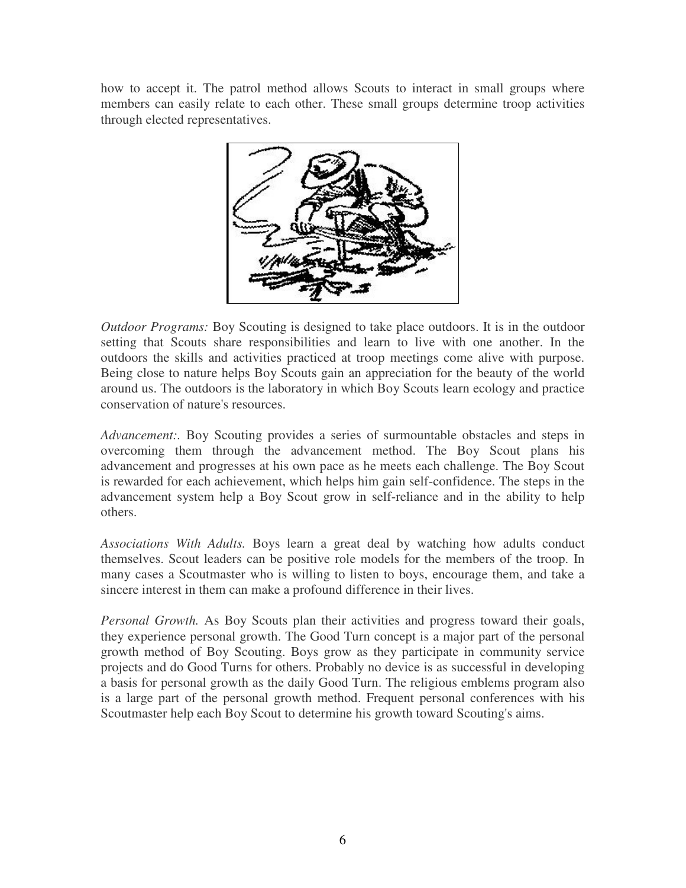how to accept it. The patrol method allows Scouts to interact in small groups where members can easily relate to each other. These small groups determine troop activities through elected representatives.

*Outdoor Programs:* Boy Scouting is designed to take place outdoors. It is in the outdoor setting that Scouts share responsibilities and learn to live with one another. In the outdoors the skills and activities practiced at troop meetings come alive with purpose. Being close to nature helps Boy Scouts gain an appreciation for the beauty of the world around us. The outdoors is the laboratory in which Boy Scouts learn ecology and practice conservation of nature's resources.

*Advancement:*. Boy Scouting provides a series of surmountable obstacles and steps in overcoming them through the advancement method. The Boy Scout plans his advancement and progresses at his own pace as he meets each challenge. The Boy Scout is rewarded for each achievement, which helps him gain self-confidence. The steps in the advancement system help a Boy Scout grow in self-reliance and in the ability to help others.

*Associations With Adults.* Boys learn a great deal by watching how adults conduct themselves. Scout leaders can be positive role models for the members of the troop. In many cases a Scoutmaster who is willing to listen to boys, encourage them, and take a sincere interest in them can make a profound difference in their lives.

*Personal Growth.* As Boy Scouts plan their activities and progress toward their goals, they experience personal growth. The Good Turn concept is a major part of the personal growth method of Boy Scouting. Boys grow as they participate in community service projects and do Good Turns for others. Probably no device is as successful in developing a basis for personal growth as the daily Good Turn. The religious emblems program also is a large part of the personal growth method. Frequent personal conferences with his Scoutmaster help each Boy Scout to determine his growth toward Scouting's aims.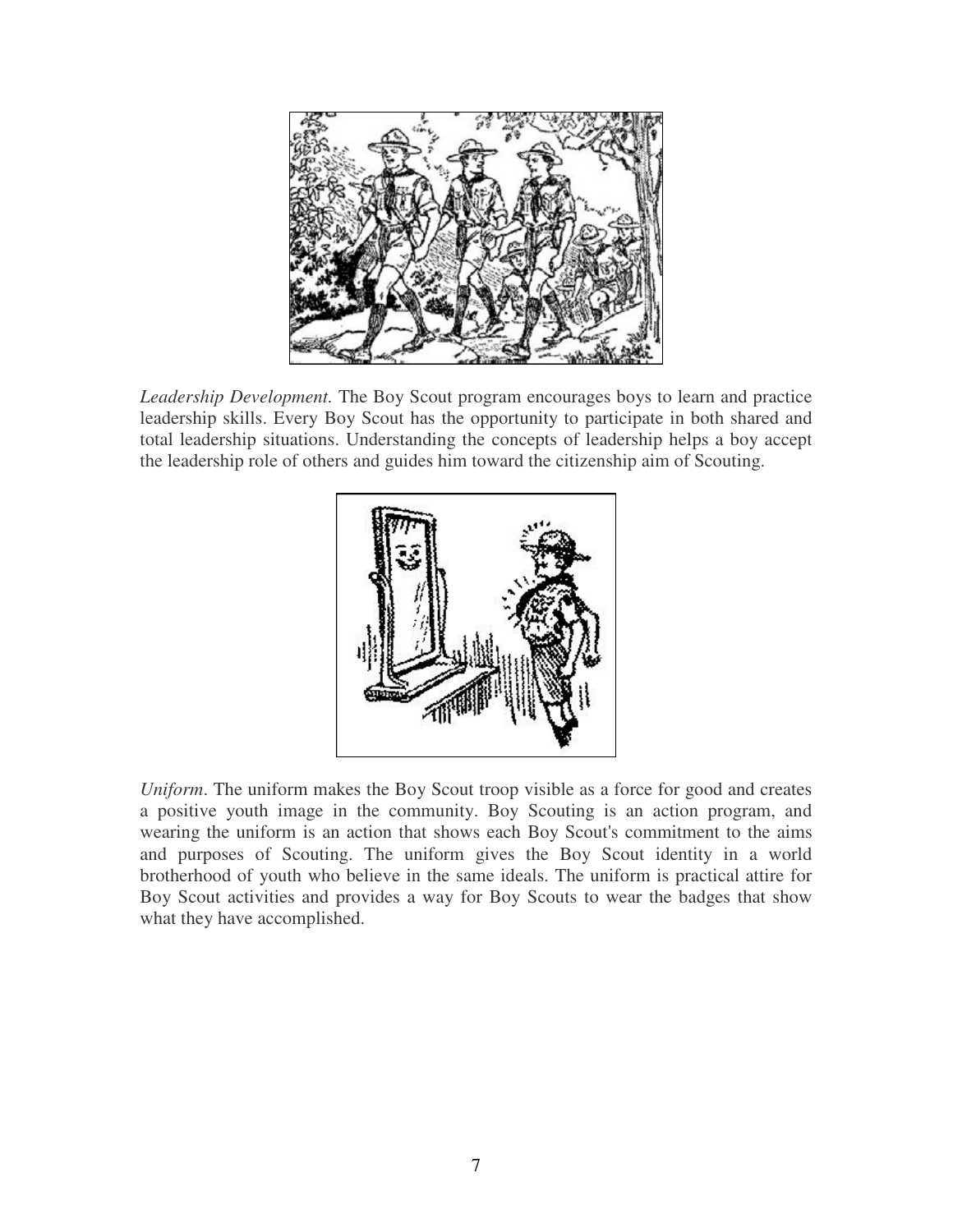*Leadership Development.* The Boy Scout program encourages boys to learn and practice leadership skills. Every Boy Scout has the opportunity to participate in both shared and total leadership situations. Understanding the concepts of leadership helps a boy accept the leadership role of others and guides him toward the citizenship aim of Scouting.

*Uniform*. The uniform makes the Boy Scout troop visible as a force for good and creates a positive youth image in the community. Boy Scouting is an action program, and wearing the uniform is an action that shows each Boy Scout's commitment to the aims and purposes of Scouting. The uniform gives the Boy Scout identity in a world brotherhood of youth who believe in the same ideals. The uniform is practical attire for Boy Scout activities and provides a way for Boy Scouts to wear the badges that show what they have accomplished.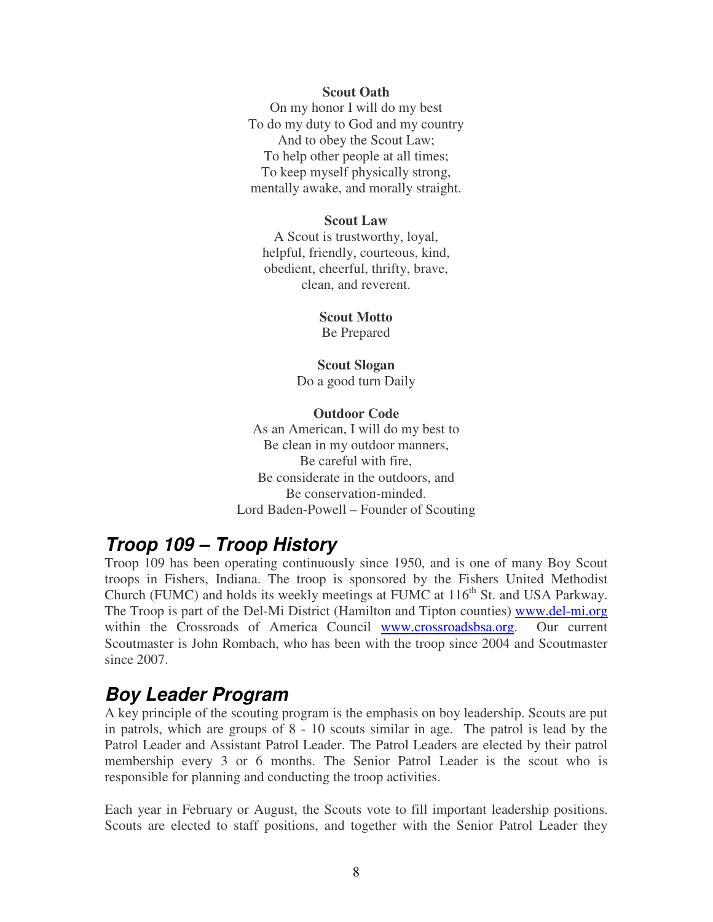**Scout Oath**

On my honor I will do my best
To do my duty to God and my country
And to obey the Scout Law;
To help other people at all times;
To keep myself physically strong,
mentally awake, and morally straight.

**Scout Law**

A Scout is trustworthy, loyal,
helpful, friendly, courteous, kind,
obedient, cheerful, thrifty, brave,
clean, and reverent.

**Scout Motto**

Be Prepared

**Scout Slogan**

Do a good turn Daily

**Outdoor Code**

As an American, I will do my best to
Be clean in my outdoor manners,
Be careful with fire,
Be considerate in the outdoors, and
Be conservation-minded.
Lord Baden-Powell – Founder of Scouting

## *Troop 109 – Troop History*

Troop 109 has been operating continuously since 1950, and is one of many Boy Scout troops in Fishers, Indiana. The troop is sponsored by the Fishers United Methodist Church (FUMC) and holds its weekly meetings at FUMC at 116th St. and USA Parkway. The Troop is part of the Del-Mi District (Hamilton and Tipton counties) www.del-mi.org within the Crossroads of America Council www.crossroadsbsa.org. Our current Scoutmaster is John Rombach, who has been with the troop since 2004 and Scoutmaster since 2007.

## *Boy Leader Program*

A key principle of the scouting program is the emphasis on boy leadership. Scouts are put in patrols, which are groups of 8 - 10 scouts similar in age. The patrol is lead by the Patrol Leader and Assistant Patrol Leader. The Patrol Leaders are elected by their patrol membership every 3 or 6 months. The Senior Patrol Leader is the scout who is responsible for planning and conducting the troop activities.

Each year in February or August, the Scouts vote to fill important leadership positions. Scouts are elected to staff positions, and together with the Senior Patrol Leader they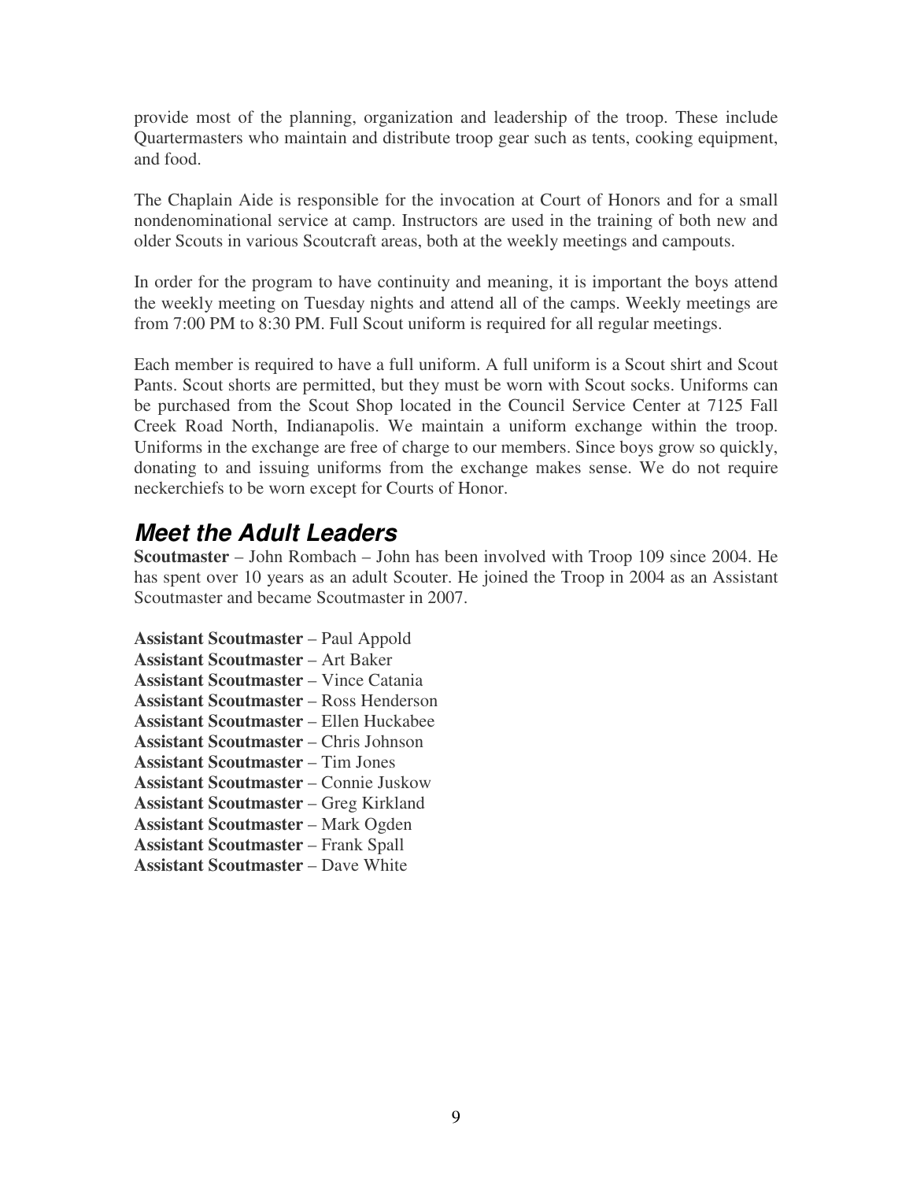provide most of the planning, organization and leadership of the troop. These include Quartermasters who maintain and distribute troop gear such as tents, cooking equipment, and food.

The Chaplain Aide is responsible for the invocation at Court of Honors and for a small nondenominational service at camp. Instructors are used in the training of both new and older Scouts in various Scoutcraft areas, both at the weekly meetings and campouts.

In order for the program to have continuity and meaning, it is important the boys attend the weekly meeting on Tuesday nights and attend all of the camps. Weekly meetings are from 7:00 PM to 8:30 PM. Full Scout uniform is required for all regular meetings.

Each member is required to have a full uniform. A full uniform is a Scout shirt and Scout Pants. Scout shorts are permitted, but they must be worn with Scout socks. Uniforms can be purchased from the Scout Shop located in the Council Service Center at 7125 Fall Creek Road North, Indianapolis. We maintain a uniform exchange within the troop. Uniforms in the exchange are free of charge to our members. Since boys grow so quickly, donating to and issuing uniforms from the exchange makes sense. We do not require neckerchiefs to be worn except for Courts of Honor.

## *Meet the Adult Leaders*

**Scoutmaster** – John Rombach – John has been involved with Troop 109 since 2004. He has spent over 10 years as an adult Scouter. He joined the Troop in 2004 as an Assistant Scoutmaster and became Scoutmaster in 2007.

**Assistant Scoutmaster** – Paul Appold
**Assistant Scoutmaster** – Art Baker
**Assistant Scoutmaster** – Vince Catania
**Assistant Scoutmaster** – Ross Henderson
**Assistant Scoutmaster** – Ellen Huckabee
**Assistant Scoutmaster** – Chris Johnson
**Assistant Scoutmaster** – Tim Jones
**Assistant Scoutmaster** – Connie Juskow
**Assistant Scoutmaster** – Greg Kirkland
**Assistant Scoutmaster** – Mark Ogden
**Assistant Scoutmaster** – Frank Spall
**Assistant Scoutmaster** – Dave White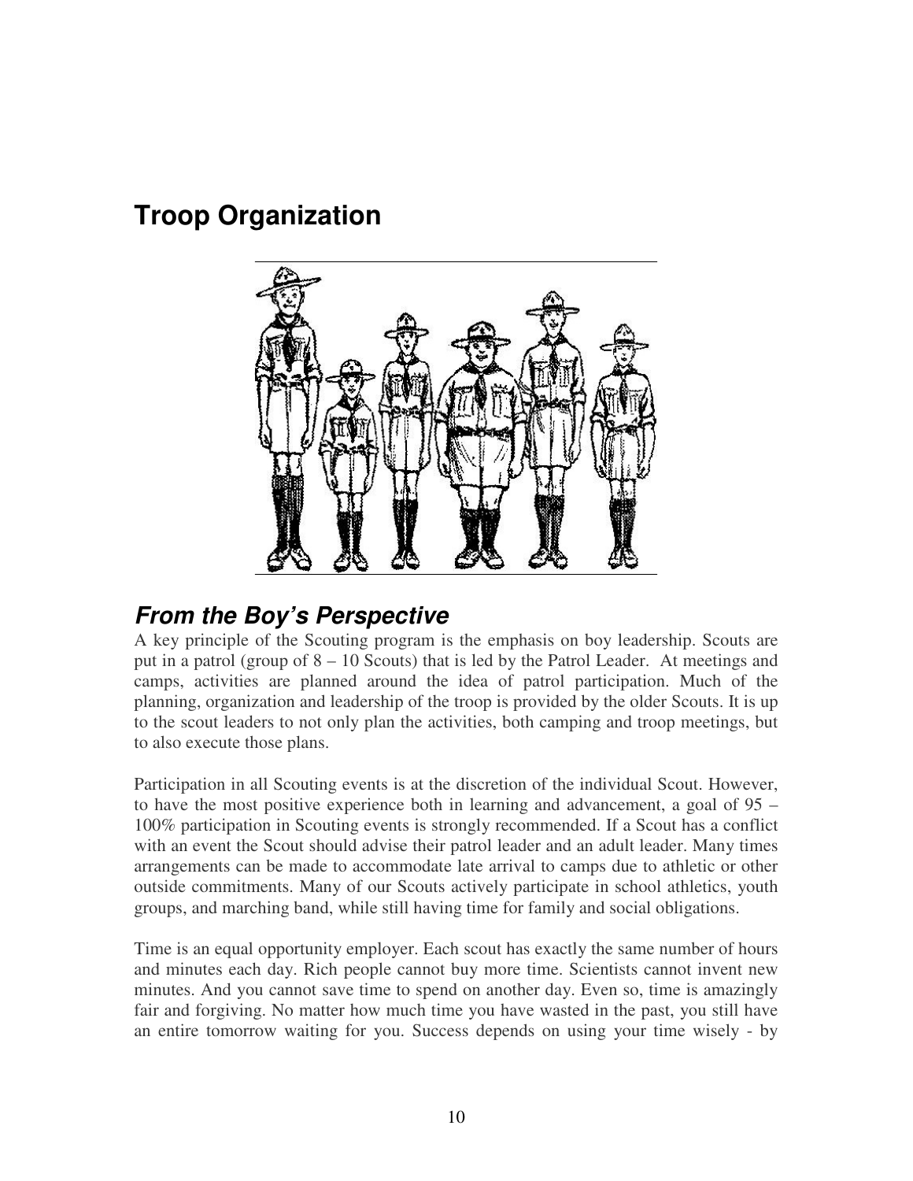# Troop Organization

## *From the Boy's Perspective*

A key principle of the Scouting program is the emphasis on boy leadership. Scouts are put in a patrol (group of 8 – 10 Scouts) that is led by the Patrol Leader. At meetings and camps, activities are planned around the idea of patrol participation. Much of the planning, organization and leadership of the troop is provided by the older Scouts. It is up to the scout leaders to not only plan the activities, both camping and troop meetings, but to also execute those plans.

Participation in all Scouting events is at the discretion of the individual Scout. However, to have the most positive experience both in learning and advancement, a goal of 95 – 100% participation in Scouting events is strongly recommended. If a Scout has a conflict with an event the Scout should advise their patrol leader and an adult leader. Many times arrangements can be made to accommodate late arrival to camps due to athletic or other outside commitments. Many of our Scouts actively participate in school athletics, youth groups, and marching band, while still having time for family and social obligations.

Time is an equal opportunity employer. Each scout has exactly the same number of hours and minutes each day. Rich people cannot buy more time. Scientists cannot invent new minutes. And you cannot save time to spend on another day. Even so, time is amazingly fair and forgiving. No matter how much time you have wasted in the past, you still have an entire tomorrow waiting for you. Success depends on using your time wisely - by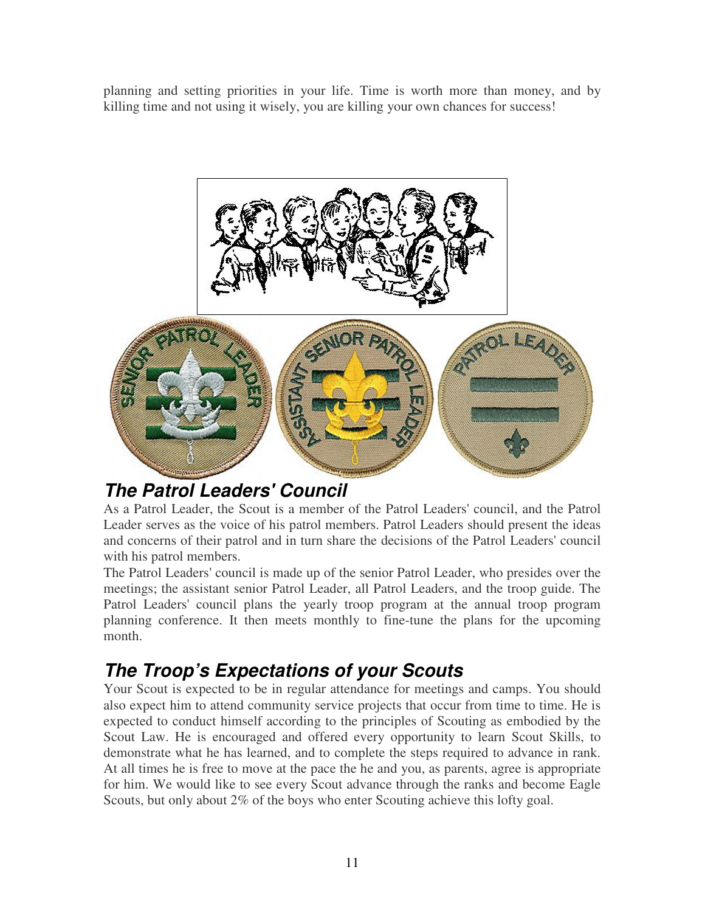planning and setting priorities in your life. Time is worth more than money, and by killing time and not using it wisely, you are killing your own chances for success!

## ***The Patrol Leaders' Council***

As a Patrol Leader, the Scout is a member of the Patrol Leaders' council, and the Patrol Leader serves as the voice of his patrol members. Patrol Leaders should present the ideas and concerns of their patrol and in turn share the decisions of the Patrol Leaders' council with his patrol members.

The Patrol Leaders' council is made up of the senior Patrol Leader, who presides over the meetings; the assistant senior Patrol Leader, all Patrol Leaders, and the troop guide. The Patrol Leaders' council plans the yearly troop program at the annual troop program planning conference. It then meets monthly to fine-tune the plans for the upcoming month.

## ***The Troop's Expectations of your Scouts***

Your Scout is expected to be in regular attendance for meetings and camps. You should also expect him to attend community service projects that occur from time to time. He is expected to conduct himself according to the principles of Scouting as embodied by the Scout Law. He is encouraged and offered every opportunity to learn Scout Skills, to demonstrate what he has learned, and to complete the steps required to advance in rank. At all times he is free to move at the pace the he and you, as parents, agree is appropriate for him. We would like to see every Scout advance through the ranks and become Eagle Scouts, but only about 2% of the boys who enter Scouting achieve this lofty goal.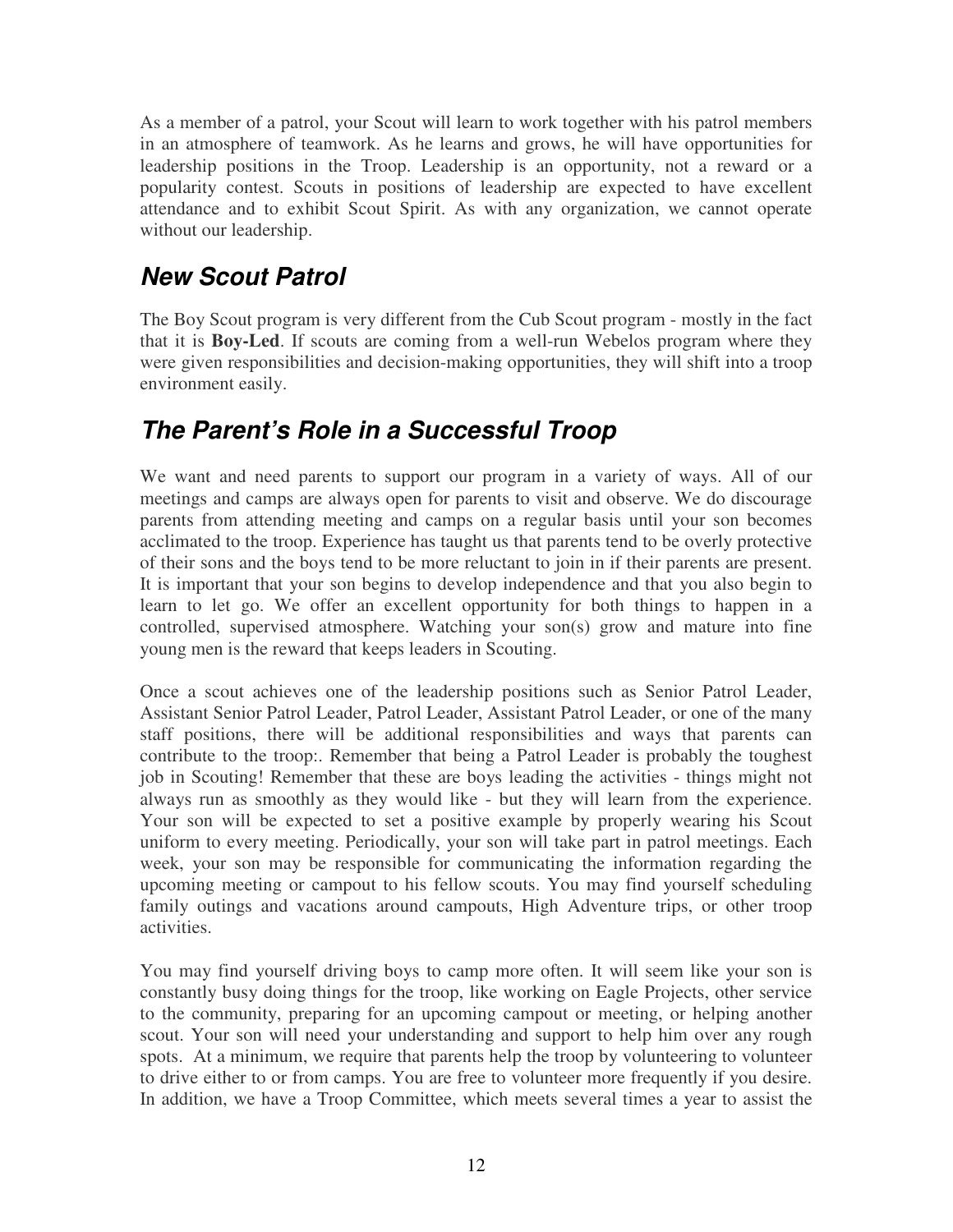As a member of a patrol, your Scout will learn to work together with his patrol members in an atmosphere of teamwork. As he learns and grows, he will have opportunities for leadership positions in the Troop. Leadership is an opportunity, not a reward or a popularity contest. Scouts in positions of leadership are expected to have excellent attendance and to exhibit Scout Spirit. As with any organization, we cannot operate without our leadership.

## *New Scout Patrol*

The Boy Scout program is very different from the Cub Scout program - mostly in the fact that it is **Boy-Led**. If scouts are coming from a well-run Webelos program where they were given responsibilities and decision-making opportunities, they will shift into a troop environment easily.

## *The Parent's Role in a Successful Troop*

We want and need parents to support our program in a variety of ways. All of our meetings and camps are always open for parents to visit and observe. We do discourage parents from attending meeting and camps on a regular basis until your son becomes acclimated to the troop. Experience has taught us that parents tend to be overly protective of their sons and the boys tend to be more reluctant to join in if their parents are present. It is important that your son begins to develop independence and that you also begin to learn to let go. We offer an excellent opportunity for both things to happen in a controlled, supervised atmosphere. Watching your son(s) grow and mature into fine young men is the reward that keeps leaders in Scouting.

Once a scout achieves one of the leadership positions such as Senior Patrol Leader, Assistant Senior Patrol Leader, Patrol Leader, Assistant Patrol Leader, or one of the many staff positions, there will be additional responsibilities and ways that parents can contribute to the troop:. Remember that being a Patrol Leader is probably the toughest job in Scouting! Remember that these are boys leading the activities - things might not always run as smoothly as they would like - but they will learn from the experience. Your son will be expected to set a positive example by properly wearing his Scout uniform to every meeting. Periodically, your son will take part in patrol meetings. Each week, your son may be responsible for communicating the information regarding the upcoming meeting or campout to his fellow scouts. You may find yourself scheduling family outings and vacations around campouts, High Adventure trips, or other troop activities.

You may find yourself driving boys to camp more often. It will seem like your son is constantly busy doing things for the troop, like working on Eagle Projects, other service to the community, preparing for an upcoming campout or meeting, or helping another scout. Your son will need your understanding and support to help him over any rough spots. At a minimum, we require that parents help the troop by volunteering to volunteer to drive either to or from camps. You are free to volunteer more frequently if you desire. In addition, we have a Troop Committee, which meets several times a year to assist the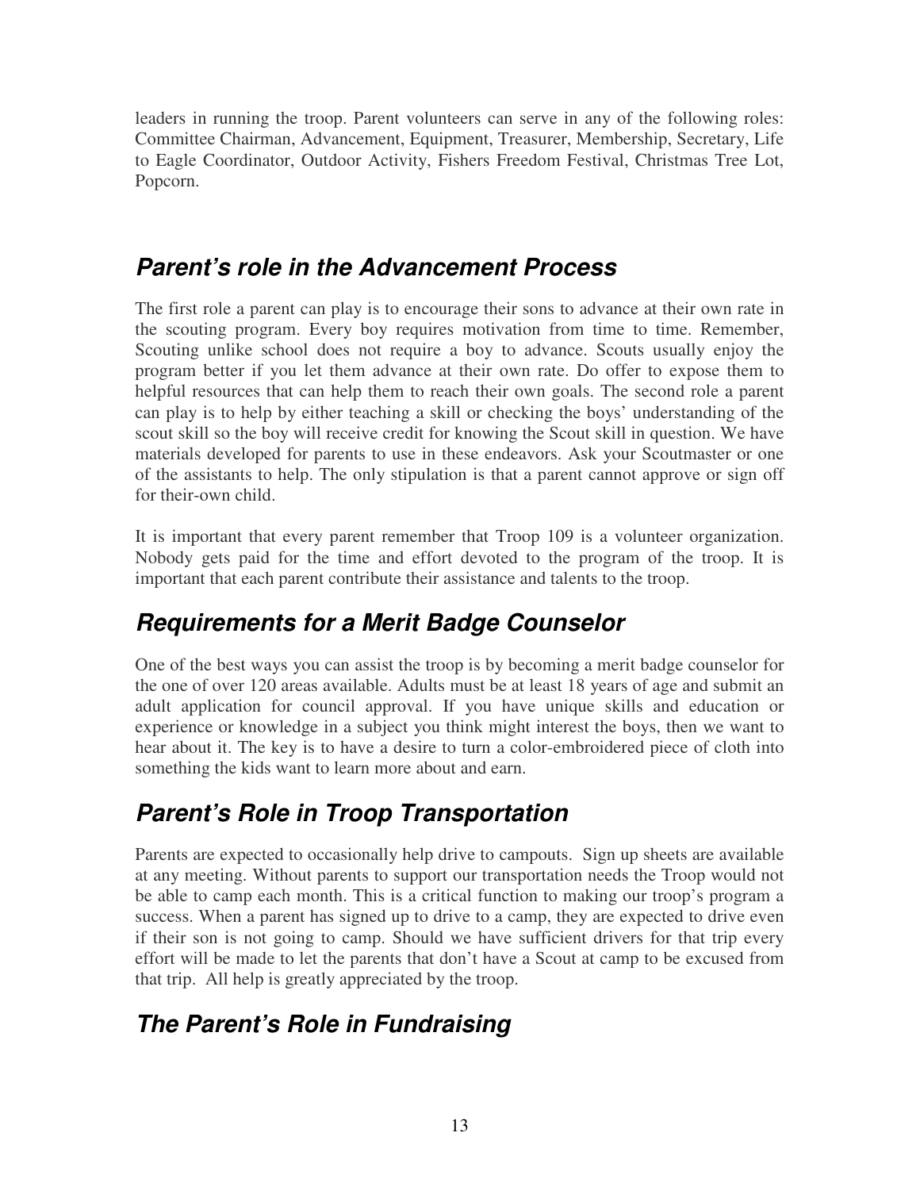leaders in running the troop. Parent volunteers can serve in any of the following roles: Committee Chairman, Advancement, Equipment, Treasurer, Membership, Secretary, Life to Eagle Coordinator, Outdoor Activity, Fishers Freedom Festival, Christmas Tree Lot, Popcorn.

## *Parent's role in the Advancement Process*

The first role a parent can play is to encourage their sons to advance at their own rate in the scouting program. Every boy requires motivation from time to time. Remember, Scouting unlike school does not require a boy to advance. Scouts usually enjoy the program better if you let them advance at their own rate. Do offer to expose them to helpful resources that can help them to reach their own goals. The second role a parent can play is to help by either teaching a skill or checking the boys' understanding of the scout skill so the boy will receive credit for knowing the Scout skill in question. We have materials developed for parents to use in these endeavors. Ask your Scoutmaster or one of the assistants to help. The only stipulation is that a parent cannot approve or sign off for their-own child.

It is important that every parent remember that Troop 109 is a volunteer organization. Nobody gets paid for the time and effort devoted to the program of the troop. It is important that each parent contribute their assistance and talents to the troop.

## *Requirements for a Merit Badge Counselor*

One of the best ways you can assist the troop is by becoming a merit badge counselor for the one of over 120 areas available. Adults must be at least 18 years of age and submit an adult application for council approval. If you have unique skills and education or experience or knowledge in a subject you think might interest the boys, then we want to hear about it. The key is to have a desire to turn a color-embroidered piece of cloth into something the kids want to learn more about and earn.

## *Parent's Role in Troop Transportation*

Parents are expected to occasionally help drive to campouts. Sign up sheets are available at any meeting. Without parents to support our transportation needs the Troop would not be able to camp each month. This is a critical function to making our troop's program a success. When a parent has signed up to drive to a camp, they are expected to drive even if their son is not going to camp. Should we have sufficient drivers for that trip every effort will be made to let the parents that don't have a Scout at camp to be excused from that trip. All help is greatly appreciated by the troop.

## *The Parent's Role in Fundraising*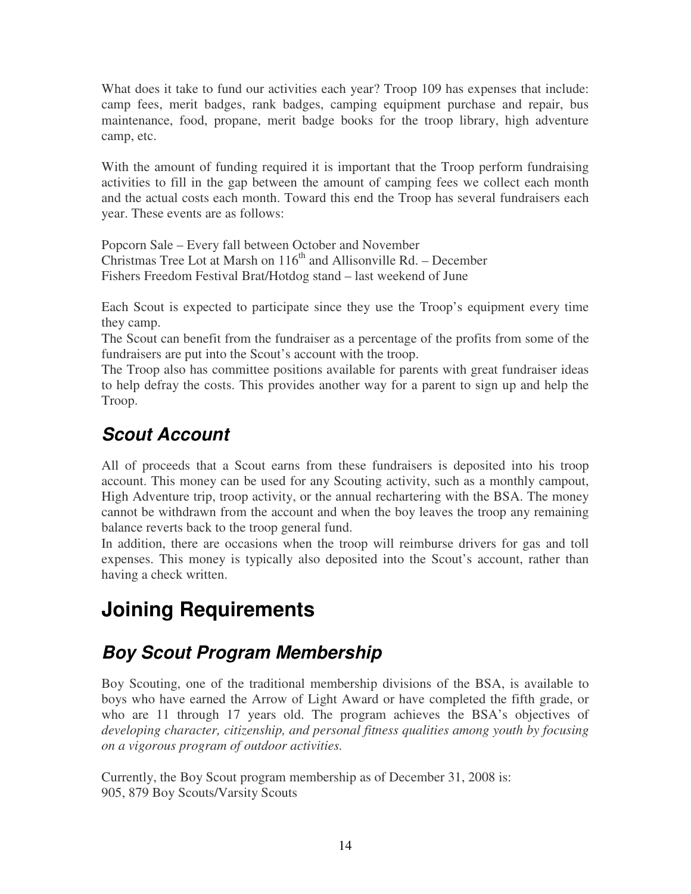What does it take to fund our activities each year? Troop 109 has expenses that include: camp fees, merit badges, rank badges, camping equipment purchase and repair, bus maintenance, food, propane, merit badge books for the troop library, high adventure camp, etc.

With the amount of funding required it is important that the Troop perform fundraising activities to fill in the gap between the amount of camping fees we collect each month and the actual costs each month. Toward this end the Troop has several fundraisers each year. These events are as follows:

Popcorn Sale – Every fall between October and November
Christmas Tree Lot at Marsh on 116th and Allisonville Rd. – December
Fishers Freedom Festival Brat/Hotdog stand – last weekend of June

Each Scout is expected to participate since they use the Troop's equipment every time they camp.
The Scout can benefit from the fundraiser as a percentage of the profits from some of the fundraisers are put into the Scout's account with the troop.
The Troop also has committee positions available for parents with great fundraiser ideas to help defray the costs. This provides another way for a parent to sign up and help the Troop.

## *Scout Account*

All of proceeds that a Scout earns from these fundraisers is deposited into his troop account. This money can be used for any Scouting activity, such as a monthly campout, High Adventure trip, troop activity, or the annual rechartering with the BSA. The money cannot be withdrawn from the account and when the boy leaves the troop any remaining balance reverts back to the troop general fund.
In addition, there are occasions when the troop will reimburse drivers for gas and toll expenses. This money is typically also deposited into the Scout's account, rather than having a check written.

# Joining Requirements

## *Boy Scout Program Membership*

Boy Scouting, one of the traditional membership divisions of the BSA, is available to boys who have earned the Arrow of Light Award or have completed the fifth grade, or who are 11 through 17 years old. The program achieves the BSA's objectives of *developing character, citizenship, and personal fitness qualities among youth by focusing on a vigorous program of outdoor activities.*

Currently, the Boy Scout program membership as of December 31, 2008 is:
905, 879 Boy Scouts/Varsity Scouts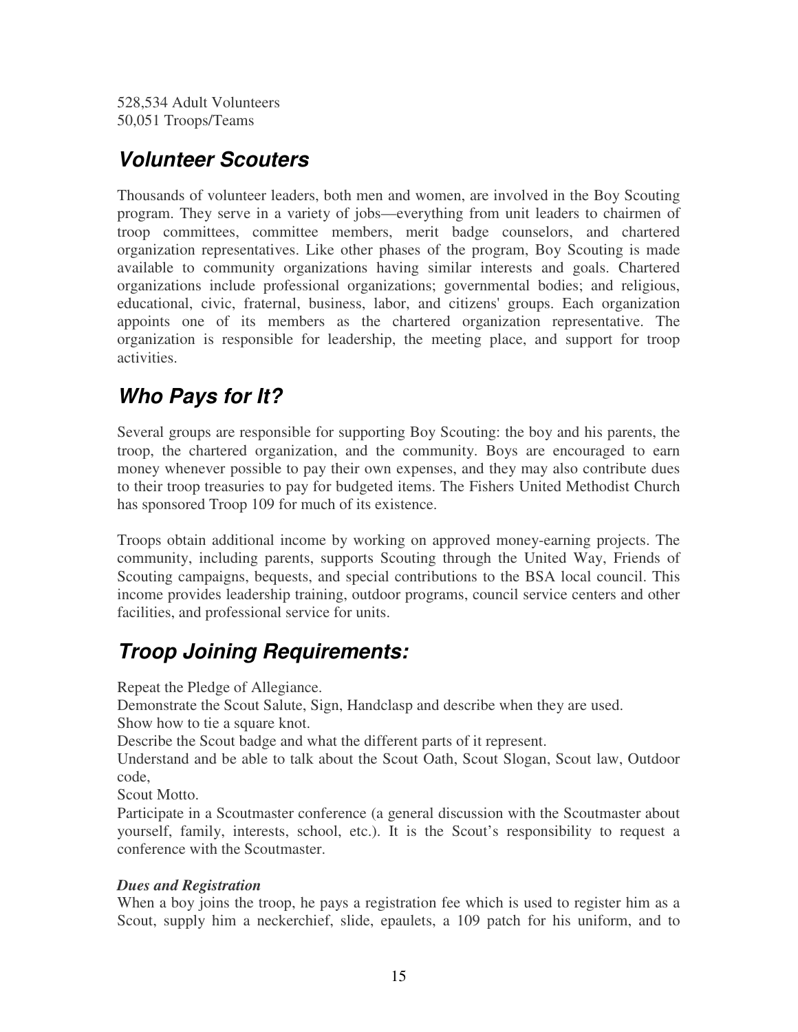528,534 Adult Volunteers
50,051 Troops/Teams

## *Volunteer Scouters*

Thousands of volunteer leaders, both men and women, are involved in the Boy Scouting program. They serve in a variety of jobs—everything from unit leaders to chairmen of troop committees, committee members, merit badge counselors, and chartered organization representatives. Like other phases of the program, Boy Scouting is made available to community organizations having similar interests and goals. Chartered organizations include professional organizations; governmental bodies; and religious, educational, civic, fraternal, business, labor, and citizens' groups. Each organization appoints one of its members as the chartered organization representative. The organization is responsible for leadership, the meeting place, and support for troop activities.

## *Who Pays for It?*

Several groups are responsible for supporting Boy Scouting: the boy and his parents, the troop, the chartered organization, and the community. Boys are encouraged to earn money whenever possible to pay their own expenses, and they may also contribute dues to their troop treasuries to pay for budgeted items. The Fishers United Methodist Church has sponsored Troop 109 for much of its existence.

Troops obtain additional income by working on approved money-earning projects. The community, including parents, supports Scouting through the United Way, Friends of Scouting campaigns, bequests, and special contributions to the BSA local council. This income provides leadership training, outdoor programs, council service centers and other facilities, and professional service for units.

## *Troop Joining Requirements:*

Repeat the Pledge of Allegiance.
Demonstrate the Scout Salute, Sign, Handclasp and describe when they are used.
Show how to tie a square knot.
Describe the Scout badge and what the different parts of it represent.
Understand and be able to talk about the Scout Oath, Scout Slogan, Scout law, Outdoor code,
Scout Motto.
Participate in a Scoutmaster conference (a general discussion with the Scoutmaster about yourself, family, interests, school, etc.). It is the Scout's responsibility to request a conference with the Scoutmaster.

***Dues and Registration***
When a boy joins the troop, he pays a registration fee which is used to register him as a Scout, supply him a neckerchief, slide, epaulets, a 109 patch for his uniform, and to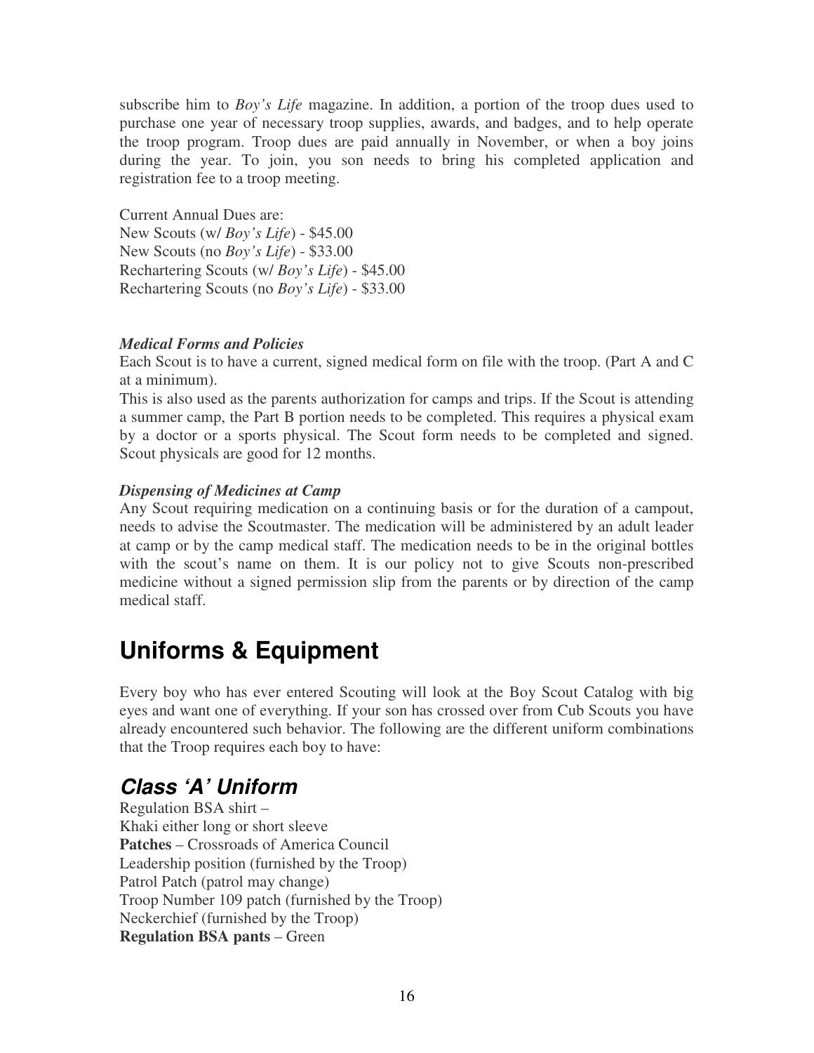subscribe him to *Boy's Life* magazine. In addition, a portion of the troop dues used to purchase one year of necessary troop supplies, awards, and badges, and to help operate the troop program. Troop dues are paid annually in November, or when a boy joins during the year. To join, you son needs to bring his completed application and registration fee to a troop meeting.

Current Annual Dues are:
New Scouts (w/ *Boy's Life*) - $45.00
New Scouts (no *Boy's Life*) - $33.00
Rechartering Scouts (w/ *Boy's Life*) - $45.00
Rechartering Scouts (no *Boy's Life*) - $33.00

***Medical Forms and Policies***

Each Scout is to have a current, signed medical form on file with the troop. (Part A and C at a minimum).
This is also used as the parents authorization for camps and trips. If the Scout is attending a summer camp, the Part B portion needs to be completed. This requires a physical exam by a doctor or a sports physical. The Scout form needs to be completed and signed. Scout physicals are good for 12 months.

***Dispensing of Medicines at Camp***

Any Scout requiring medication on a continuing basis or for the duration of a campout, needs to advise the Scoutmaster. The medication will be administered by an adult leader at camp or by the camp medical staff. The medication needs to be in the original bottles with the scout's name on them. It is our policy not to give Scouts non-prescribed medicine without a signed permission slip from the parents or by direction of the camp medical staff.

# Uniforms & Equipment

Every boy who has ever entered Scouting will look at the Boy Scout Catalog with big eyes and want one of everything. If your son has crossed over from Cub Scouts you have already encountered such behavior. The following are the different uniform combinations that the Troop requires each boy to have:

## *Class 'A' Uniform*

Regulation BSA shirt –
Khaki either long or short sleeve
**Patches** – Crossroads of America Council
Leadership position (furnished by the Troop)
Patrol Patch (patrol may change)
Troop Number 109 patch (furnished by the Troop)
Neckerchief (furnished by the Troop)
**Regulation BSA pants** – Green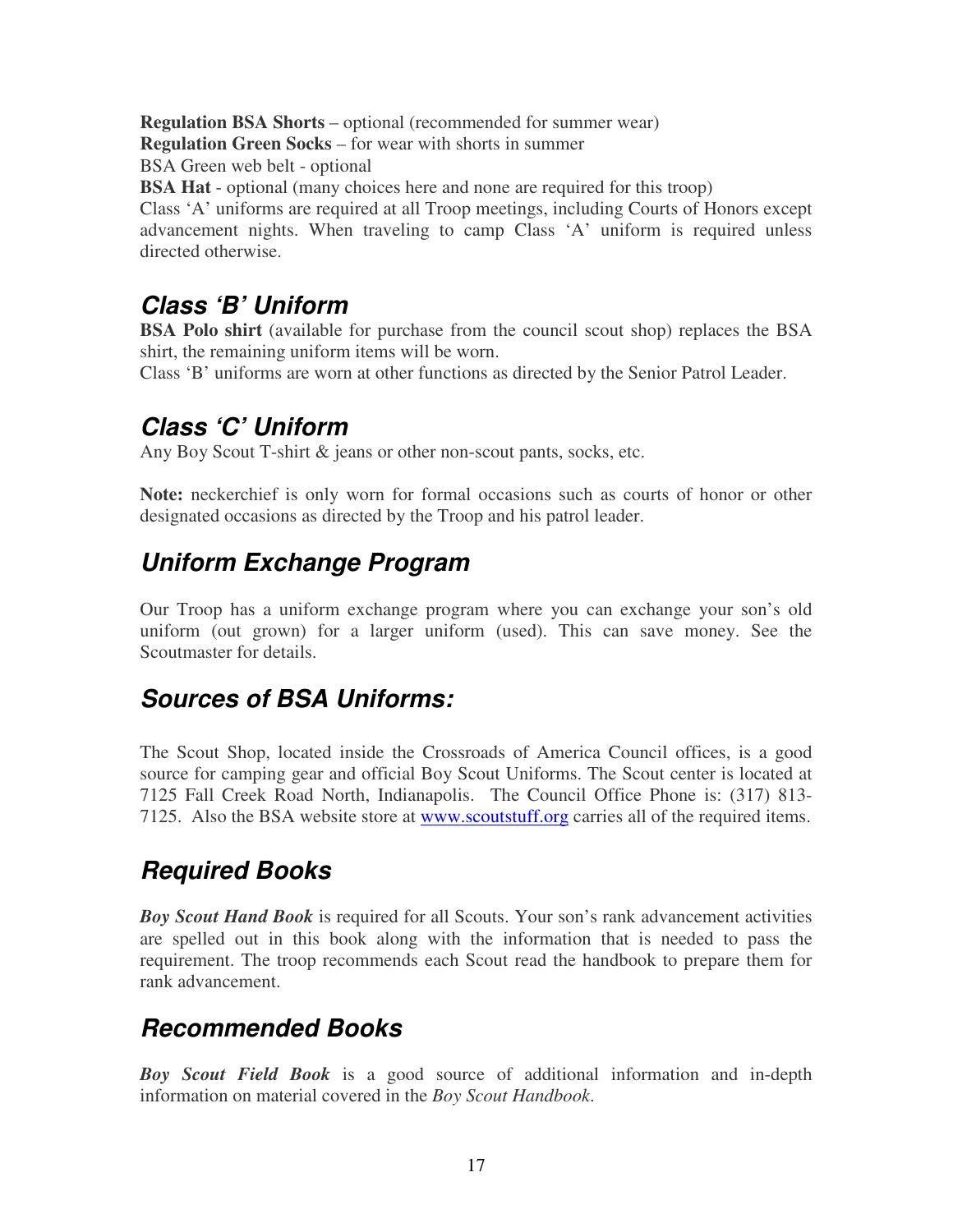**Regulation BSA Shorts** – optional (recommended for summer wear)
**Regulation Green Socks** – for wear with shorts in summer
BSA Green web belt - optional
**BSA Hat** - optional (many choices here and none are required for this troop)
Class 'A' uniforms are required at all Troop meetings, including Courts of Honors except advancement nights. When traveling to camp Class 'A' uniform is required unless directed otherwise.

## *Class 'B' Uniform*

**BSA Polo shirt** (available for purchase from the council scout shop) replaces the BSA shirt, the remaining uniform items will be worn.
Class 'B' uniforms are worn at other functions as directed by the Senior Patrol Leader.

## *Class 'C' Uniform*

Any Boy Scout T-shirt & jeans or other non-scout pants, socks, etc.

**Note:** neckerchief is only worn for formal occasions such as courts of honor or other designated occasions as directed by the Troop and his patrol leader.

## *Uniform Exchange Program*

Our Troop has a uniform exchange program where you can exchange your son's old uniform (out grown) for a larger uniform (used). This can save money. See the Scoutmaster for details.

## *Sources of BSA Uniforms:*

The Scout Shop, located inside the Crossroads of America Council offices, is a good source for camping gear and official Boy Scout Uniforms. The Scout center is located at 7125 Fall Creek Road North, Indianapolis. The Council Office Phone is: (317) 813-7125. Also the BSA website store at [www.scoutstuff.org](http://www.scoutstuff.org) carries all of the required items.

## *Required Books*

***Boy Scout Hand Book*** is required for all Scouts. Your son's rank advancement activities are spelled out in this book along with the information that is needed to pass the requirement. The troop recommends each Scout read the handbook to prepare them for rank advancement.

## *Recommended Books*

***Boy Scout Field Book*** is a good source of additional information and in-depth information on material covered in the *Boy Scout Handbook*.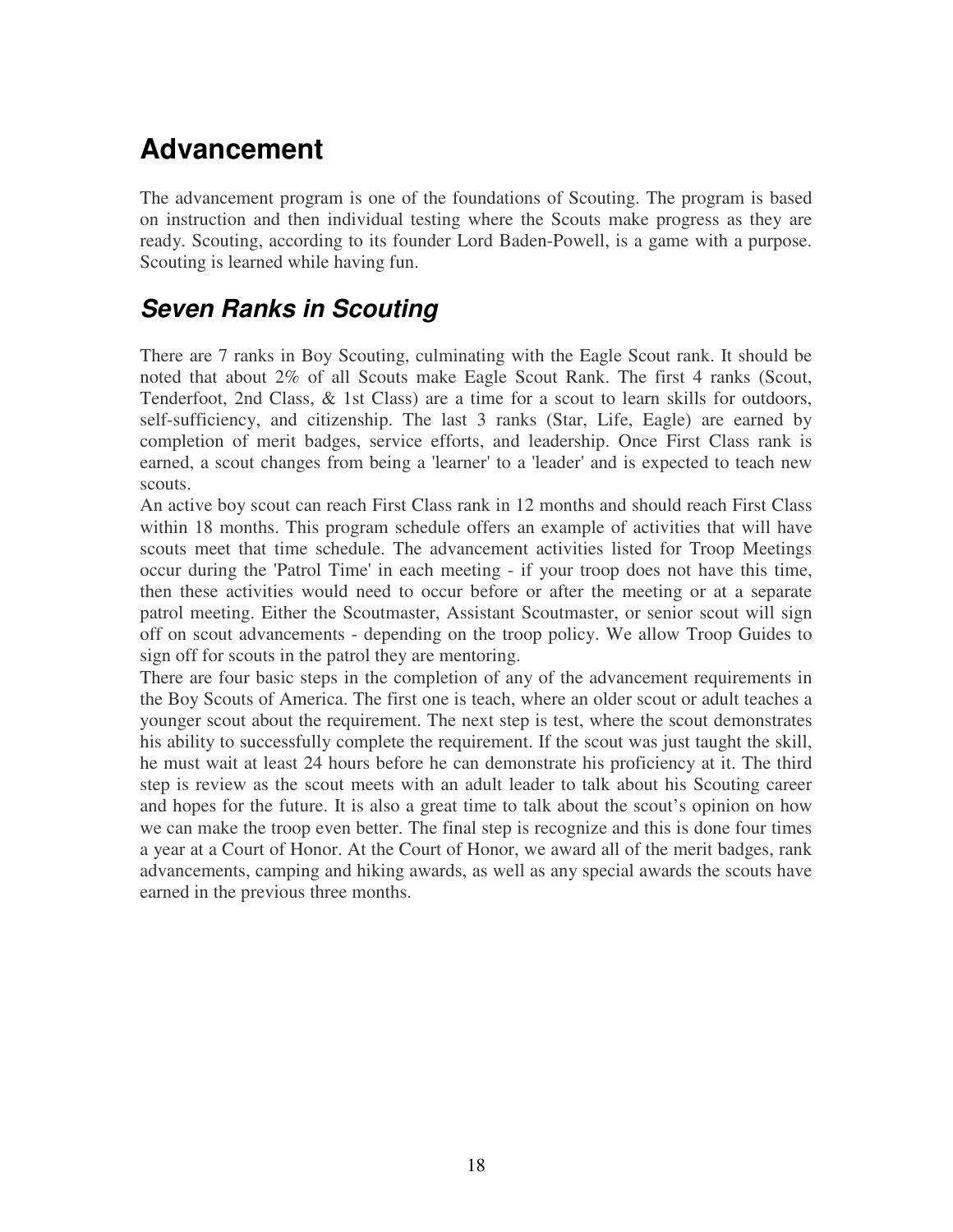# Advancement

The advancement program is one of the foundations of Scouting. The program is based on instruction and then individual testing where the Scouts make progress as they are ready. Scouting, according to its founder Lord Baden-Powell, is a game with a purpose. Scouting is learned while having fun.

## *Seven Ranks in Scouting*

There are 7 ranks in Boy Scouting, culminating with the Eagle Scout rank. It should be noted that about 2% of all Scouts make Eagle Scout Rank. The first 4 ranks (Scout, Tenderfoot, 2nd Class, & 1st Class) are a time for a scout to learn skills for outdoors, self-sufficiency, and citizenship. The last 3 ranks (Star, Life, Eagle) are earned by completion of merit badges, service efforts, and leadership. Once First Class rank is earned, a scout changes from being a 'learner' to a 'leader' and is expected to teach new scouts.

An active boy scout can reach First Class rank in 12 months and should reach First Class within 18 months. This program schedule offers an example of activities that will have scouts meet that time schedule. The advancement activities listed for Troop Meetings occur during the 'Patrol Time' in each meeting - if your troop does not have this time, then these activities would need to occur before or after the meeting or at a separate patrol meeting. Either the Scoutmaster, Assistant Scoutmaster, or senior scout will sign off on scout advancements - depending on the troop policy. We allow Troop Guides to sign off for scouts in the patrol they are mentoring.

There are four basic steps in the completion of any of the advancement requirements in the Boy Scouts of America. The first one is teach, where an older scout or adult teaches a younger scout about the requirement. The next step is test, where the scout demonstrates his ability to successfully complete the requirement. If the scout was just taught the skill, he must wait at least 24 hours before he can demonstrate his proficiency at it. The third step is review as the scout meets with an adult leader to talk about his Scouting career and hopes for the future. It is also a great time to talk about the scout's opinion on how we can make the troop even better. The final step is recognize and this is done four times a year at a Court of Honor. At the Court of Honor, we award all of the merit badges, rank advancements, camping and hiking awards, as well as any special awards the scouts have earned in the previous three months.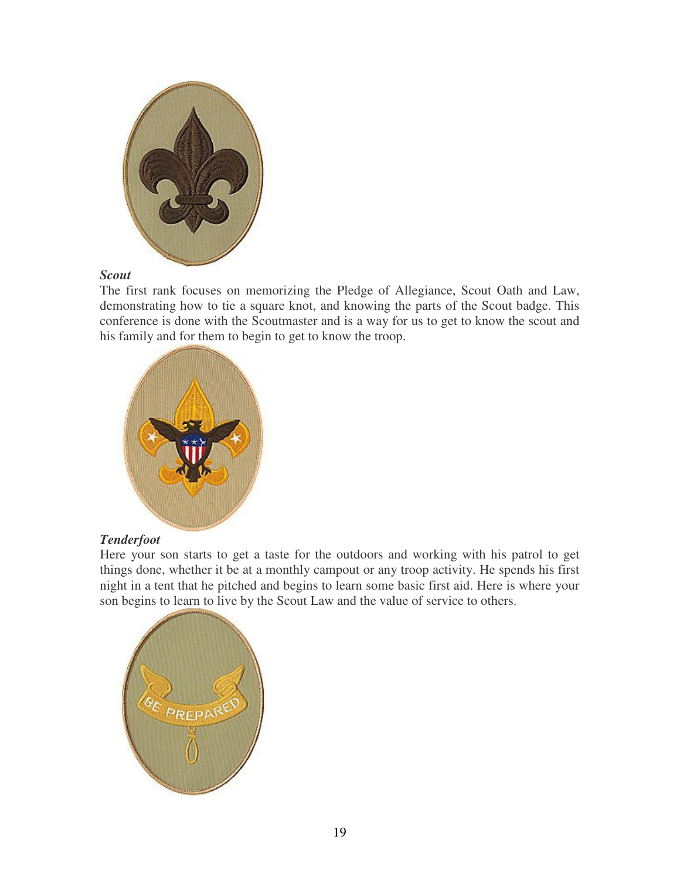***Scout***

The first rank focuses on memorizing the Pledge of Allegiance, Scout Oath and Law, demonstrating how to tie a square knot, and knowing the parts of the Scout badge. This conference is done with the Scoutmaster and is a way for us to get to know the scout and his family and for them to begin to get to know the troop.

***Tenderfoot***

Here your son starts to get a taste for the outdoors and working with his patrol to get things done, whether it be at a monthly campout or any troop activity. He spends his first night in a tent that he pitched and begins to learn some basic first aid. Here is where your son begins to learn to live by the Scout Law and the value of service to others.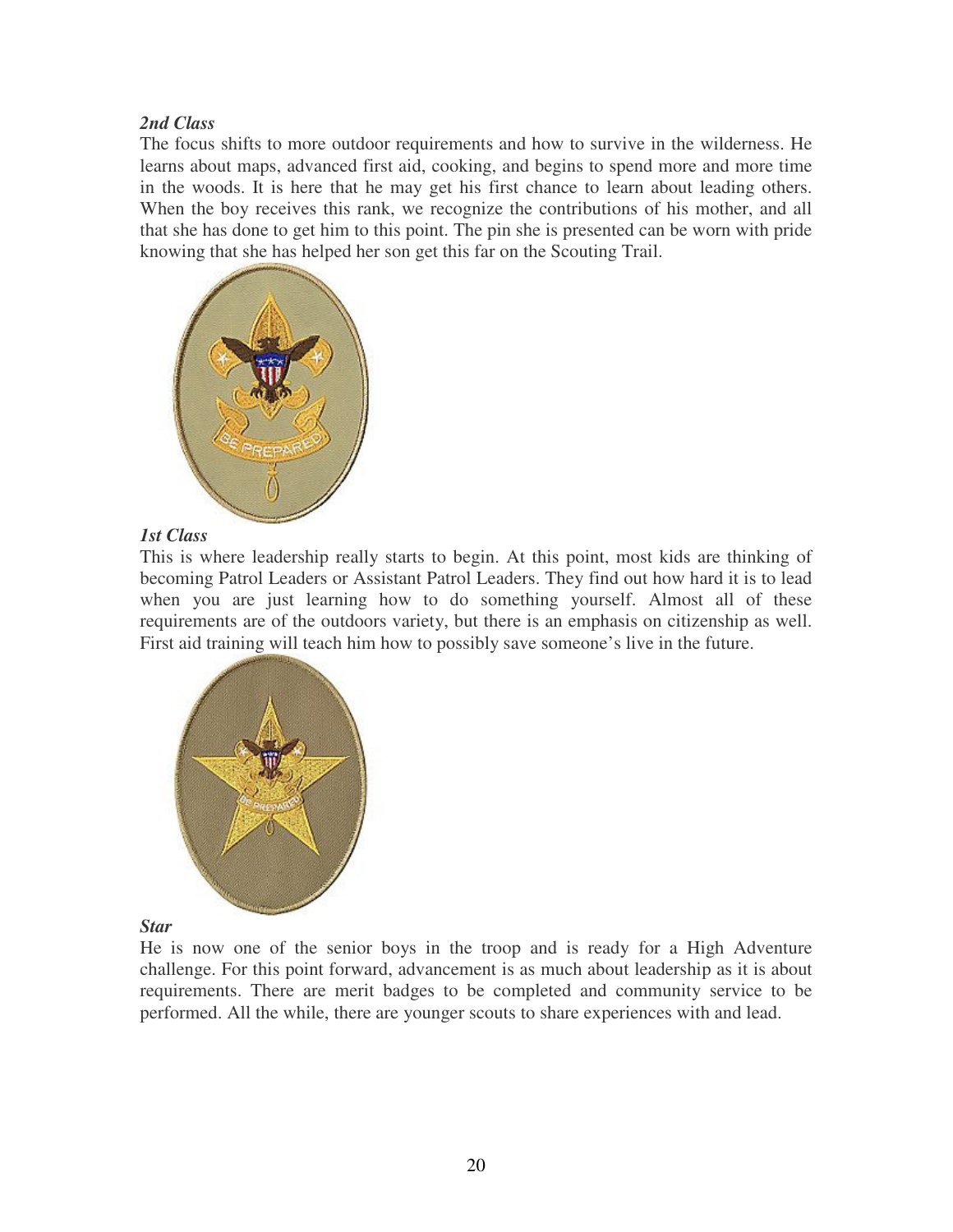***2nd Class***

The focus shifts to more outdoor requirements and how to survive in the wilderness. He learns about maps, advanced first aid, cooking, and begins to spend more and more time in the woods. It is here that he may get his first chance to learn about leading others. When the boy receives this rank, we recognize the contributions of his mother, and all that she has done to get him to this point. The pin she is presented can be worn with pride knowing that she has helped her son get this far on the Scouting Trail.

***1st Class***

This is where leadership really starts to begin. At this point, most kids are thinking of becoming Patrol Leaders or Assistant Patrol Leaders. They find out how hard it is to lead when you are just learning how to do something yourself. Almost all of these requirements are of the outdoors variety, but there is an emphasis on citizenship as well. First aid training will teach him how to possibly save someone's live in the future.

***Star***

He is now one of the senior boys in the troop and is ready for a High Adventure challenge. For this point forward, advancement is as much about leadership as it is about requirements. There are merit badges to be completed and community service to be performed. All the while, there are younger scouts to share experiences with and lead.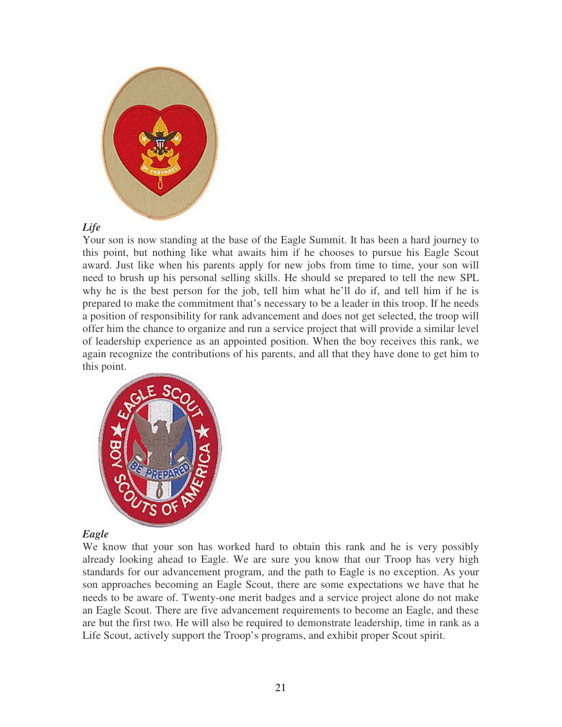*Life*

Your son is now standing at the base of the Eagle Summit. It has been a hard journey to this point, but nothing like what awaits him if he chooses to pursue his Eagle Scout award. Just like when his parents apply for new jobs from time to time, your son will need to brush up his personal selling skills. He should se prepared to tell the new SPL why he is the best person for the job, tell him what he'll do if, and tell him if he is prepared to make the commitment that's necessary to be a leader in this troop. If he needs a position of responsibility for rank advancement and does not get selected, the troop will offer him the chance to organize and run a service project that will provide a similar level of leadership experience as an appointed position. When the boy receives this rank, we again recognize the contributions of his parents, and all that they have done to get him to this point.

*Eagle*

We know that your son has worked hard to obtain this rank and he is very possibly already looking ahead to Eagle. We are sure you know that our Troop has very high standards for our advancement program, and the path to Eagle is no exception. As your son approaches becoming an Eagle Scout, there are some expectations we have that he needs to be aware of. Twenty-one merit badges and a service project alone do not make an Eagle Scout. There are five advancement requirements to become an Eagle, and these are but the first two. He will also be required to demonstrate leadership, time in rank as a Life Scout, actively support the Troop's programs, and exhibit proper Scout spirit.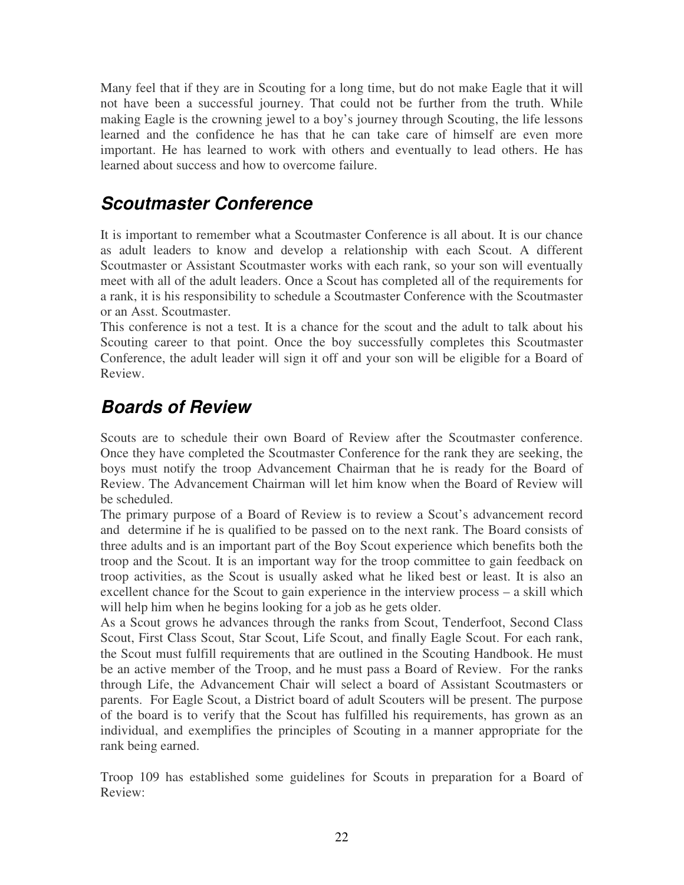Many feel that if they are in Scouting for a long time, but do not make Eagle that it will not have been a successful journey. That could not be further from the truth. While making Eagle is the crowning jewel to a boy's journey through Scouting, the life lessons learned and the confidence he has that he can take care of himself are even more important. He has learned to work with others and eventually to lead others. He has learned about success and how to overcome failure.

## *Scoutmaster Conference*

It is important to remember what a Scoutmaster Conference is all about. It is our chance as adult leaders to know and develop a relationship with each Scout. A different Scoutmaster or Assistant Scoutmaster works with each rank, so your son will eventually meet with all of the adult leaders. Once a Scout has completed all of the requirements for a rank, it is his responsibility to schedule a Scoutmaster Conference with the Scoutmaster or an Asst. Scoutmaster.

This conference is not a test. It is a chance for the scout and the adult to talk about his Scouting career to that point. Once the boy successfully completes this Scoutmaster Conference, the adult leader will sign it off and your son will be eligible for a Board of Review.

## *Boards of Review*

Scouts are to schedule their own Board of Review after the Scoutmaster conference. Once they have completed the Scoutmaster Conference for the rank they are seeking, the boys must notify the troop Advancement Chairman that he is ready for the Board of Review. The Advancement Chairman will let him know when the Board of Review will be scheduled.

The primary purpose of a Board of Review is to review a Scout's advancement record and determine if he is qualified to be passed on to the next rank. The Board consists of three adults and is an important part of the Boy Scout experience which benefits both the troop and the Scout. It is an important way for the troop committee to gain feedback on troop activities, as the Scout is usually asked what he liked best or least. It is also an excellent chance for the Scout to gain experience in the interview process – a skill which will help him when he begins looking for a job as he gets older.

As a Scout grows he advances through the ranks from Scout, Tenderfoot, Second Class Scout, First Class Scout, Star Scout, Life Scout, and finally Eagle Scout. For each rank, the Scout must fulfill requirements that are outlined in the Scouting Handbook. He must be an active member of the Troop, and he must pass a Board of Review. For the ranks through Life, the Advancement Chair will select a board of Assistant Scoutmasters or parents. For Eagle Scout, a District board of adult Scouters will be present. The purpose of the board is to verify that the Scout has fulfilled his requirements, has grown as an individual, and exemplifies the principles of Scouting in a manner appropriate for the rank being earned.

Troop 109 has established some guidelines for Scouts in preparation for a Board of Review: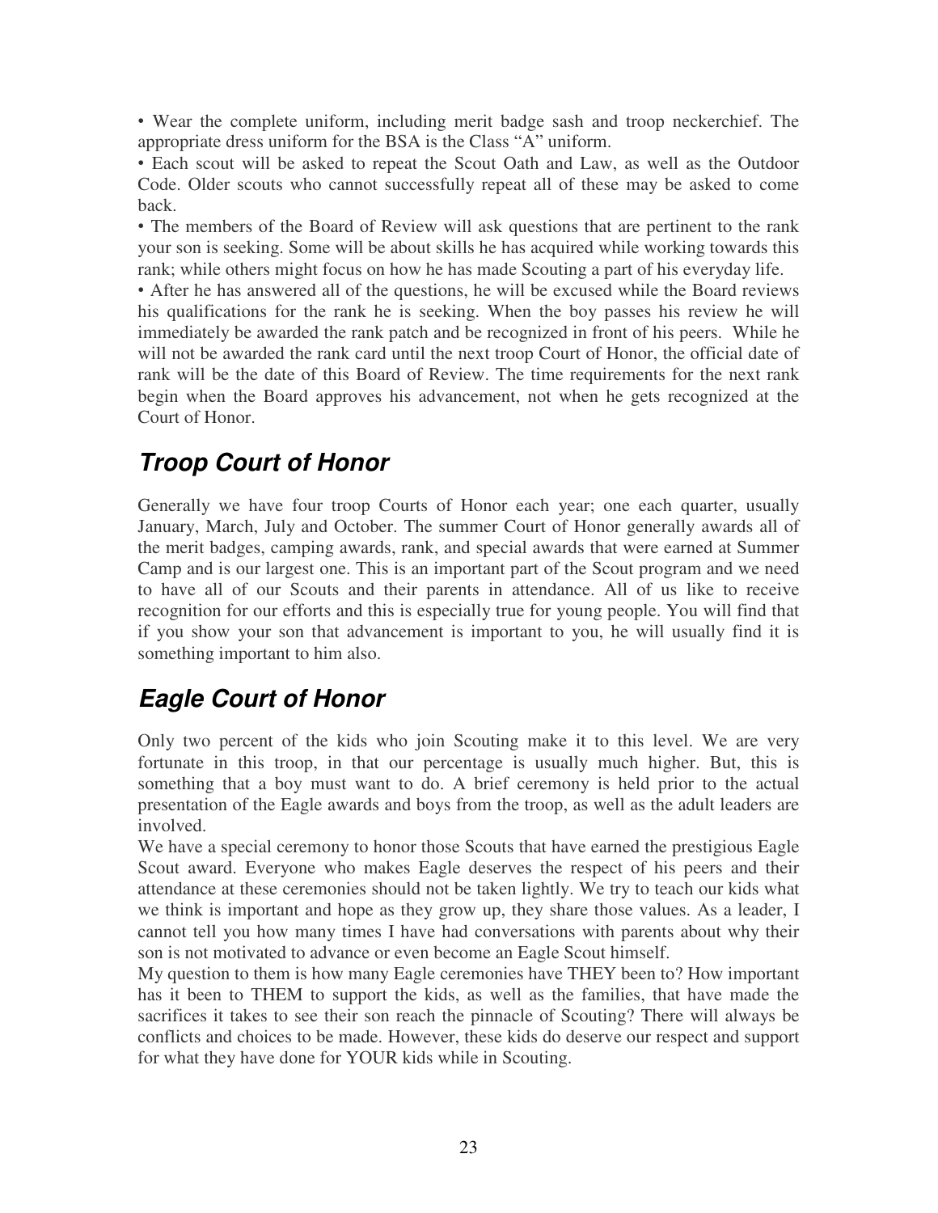- Wear the complete uniform, including merit badge sash and troop neckerchief. The appropriate dress uniform for the BSA is the Class "A" uniform.
- Each scout will be asked to repeat the Scout Oath and Law, as well as the Outdoor Code. Older scouts who cannot successfully repeat all of these may be asked to come back.
- The members of the Board of Review will ask questions that are pertinent to the rank your son is seeking. Some will be about skills he has acquired while working towards this rank; while others might focus on how he has made Scouting a part of his everyday life.
- After he has answered all of the questions, he will be excused while the Board reviews his qualifications for the rank he is seeking. When the boy passes his review he will immediately be awarded the rank patch and be recognized in front of his peers. While he will not be awarded the rank card until the next troop Court of Honor, the official date of rank will be the date of this Board of Review. The time requirements for the next rank begin when the Board approves his advancement, not when he gets recognized at the Court of Honor.

## *Troop Court of Honor*

Generally we have four troop Courts of Honor each year; one each quarter, usually January, March, July and October. The summer Court of Honor generally awards all of the merit badges, camping awards, rank, and special awards that were earned at Summer Camp and is our largest one. This is an important part of the Scout program and we need to have all of our Scouts and their parents in attendance. All of us like to receive recognition for our efforts and this is especially true for young people. You will find that if you show your son that advancement is important to you, he will usually find it is something important to him also.

## *Eagle Court of Honor*

Only two percent of the kids who join Scouting make it to this level. We are very fortunate in this troop, in that our percentage is usually much higher. But, this is something that a boy must want to do. A brief ceremony is held prior to the actual presentation of the Eagle awards and boys from the troop, as well as the adult leaders are involved.

We have a special ceremony to honor those Scouts that have earned the prestigious Eagle Scout award. Everyone who makes Eagle deserves the respect of his peers and their attendance at these ceremonies should not be taken lightly. We try to teach our kids what we think is important and hope as they grow up, they share those values. As a leader, I cannot tell you how many times I have had conversations with parents about why their son is not motivated to advance or even become an Eagle Scout himself.

My question to them is how many Eagle ceremonies have THEY been to? How important has it been to THEM to support the kids, as well as the families, that have made the sacrifices it takes to see their son reach the pinnacle of Scouting? There will always be conflicts and choices to be made. However, these kids do deserve our respect and support for what they have done for YOUR kids while in Scouting.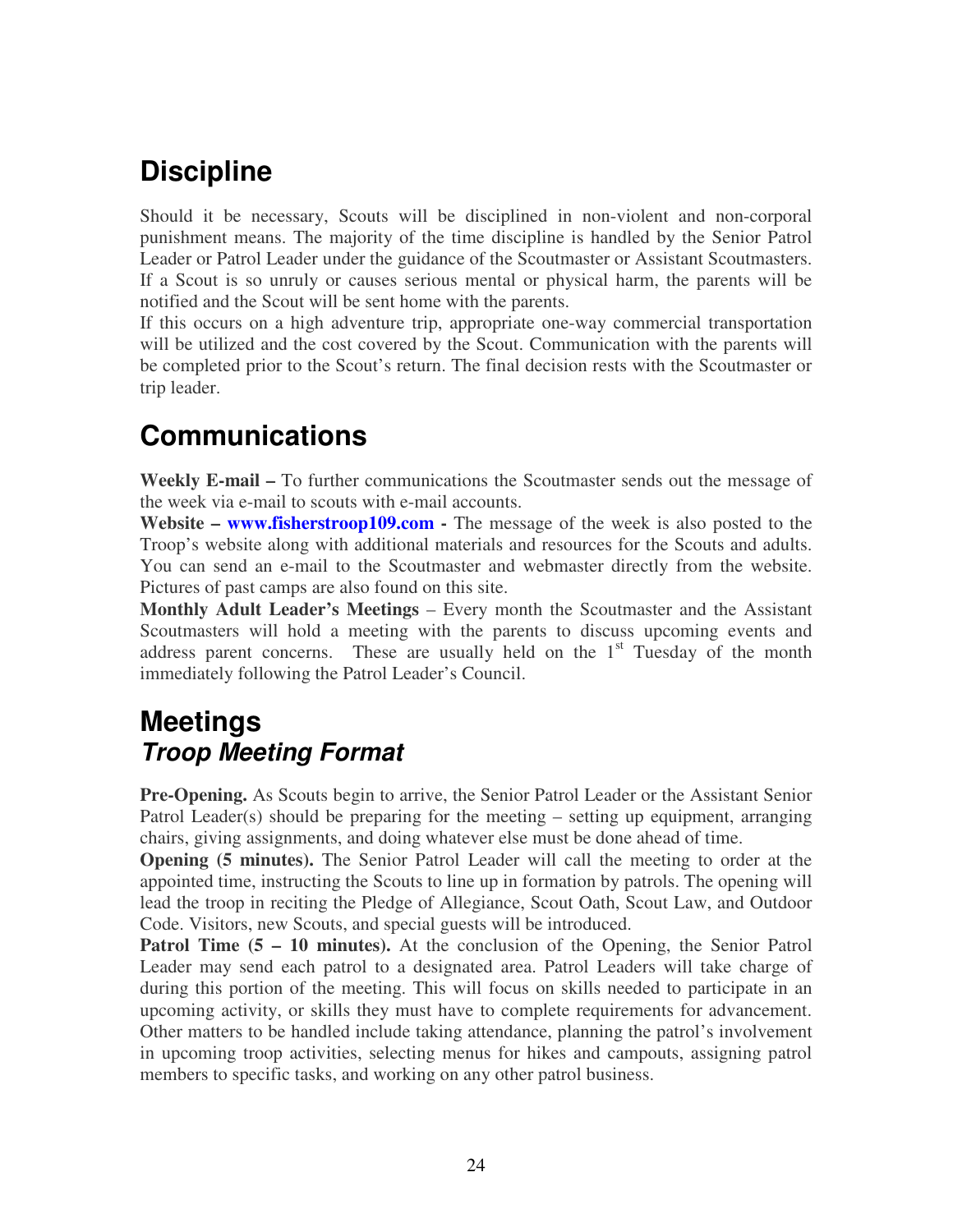# Discipline

Should it be necessary, Scouts will be disciplined in non-violent and non-corporal punishment means. The majority of the time discipline is handled by the Senior Patrol Leader or Patrol Leader under the guidance of the Scoutmaster or Assistant Scoutmasters. If a Scout is so unruly or causes serious mental or physical harm, the parents will be notified and the Scout will be sent home with the parents.

If this occurs on a high adventure trip, appropriate one-way commercial transportation will be utilized and the cost covered by the Scout. Communication with the parents will be completed prior to the Scout's return. The final decision rests with the Scoutmaster or trip leader.

# Communications

**Weekly E-mail –** To further communications the Scoutmaster sends out the message of the week via e-mail to scouts with e-mail accounts.

**Website – www.fisherstroop109.com -** The message of the week is also posted to the Troop's website along with additional materials and resources for the Scouts and adults. You can send an e-mail to the Scoutmaster and webmaster directly from the website. Pictures of past camps are also found on this site.

**Monthly Adult Leader's Meetings** – Every month the Scoutmaster and the Assistant Scoutmasters will hold a meeting with the parents to discuss upcoming events and address parent concerns. These are usually held on the 1st Tuesday of the month immediately following the Patrol Leader's Council.

# Meetings

## *Troop Meeting Format*

**Pre-Opening.** As Scouts begin to arrive, the Senior Patrol Leader or the Assistant Senior Patrol Leader(s) should be preparing for the meeting – setting up equipment, arranging chairs, giving assignments, and doing whatever else must be done ahead of time.

**Opening (5 minutes).** The Senior Patrol Leader will call the meeting to order at the appointed time, instructing the Scouts to line up in formation by patrols. The opening will lead the troop in reciting the Pledge of Allegiance, Scout Oath, Scout Law, and Outdoor Code. Visitors, new Scouts, and special guests will be introduced.

**Patrol Time (5 – 10 minutes).** At the conclusion of the Opening, the Senior Patrol Leader may send each patrol to a designated area. Patrol Leaders will take charge of during this portion of the meeting. This will focus on skills needed to participate in an upcoming activity, or skills they must have to complete requirements for advancement. Other matters to be handled include taking attendance, planning the patrol's involvement in upcoming troop activities, selecting menus for hikes and campouts, assigning patrol members to specific tasks, and working on any other patrol business.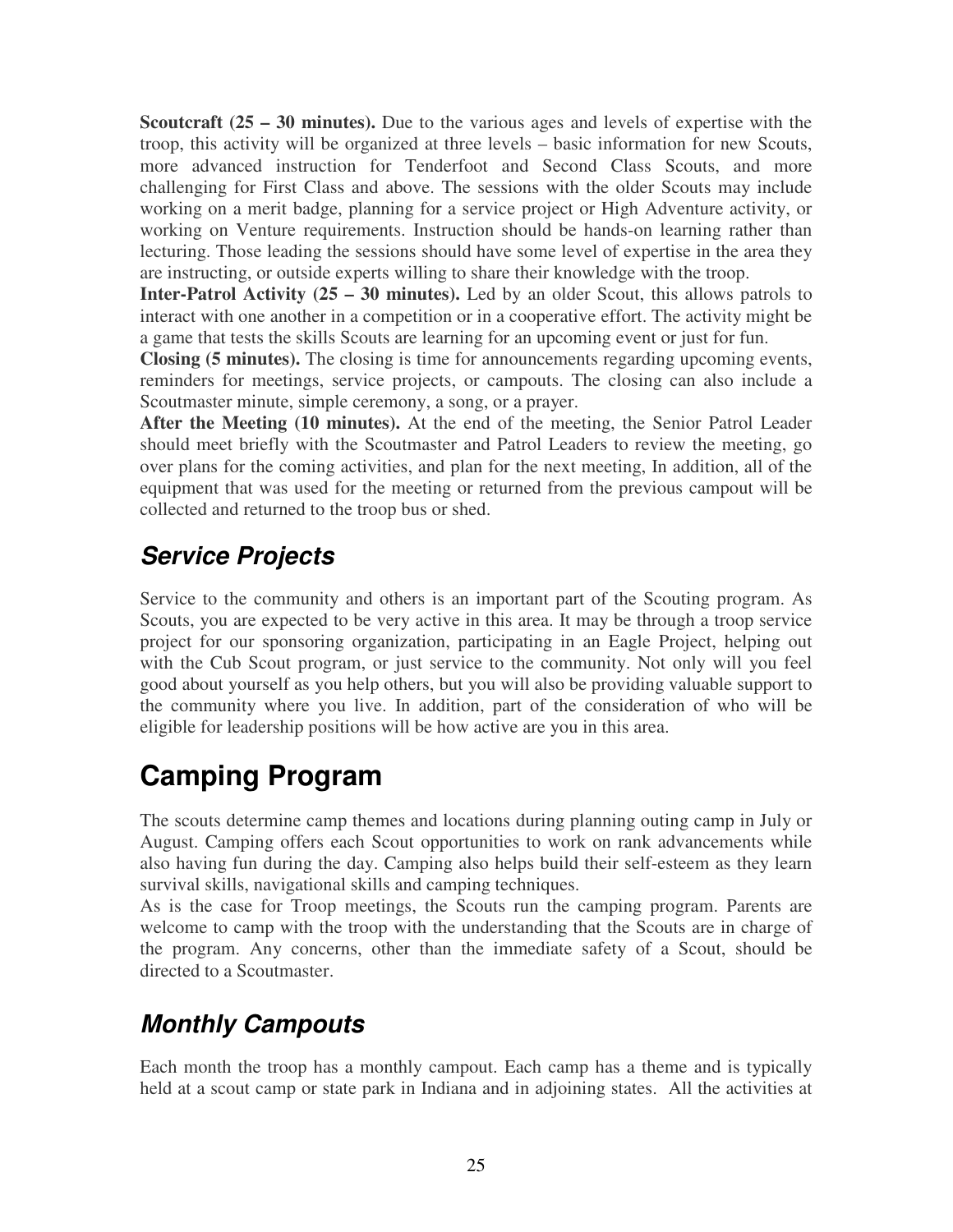**Scoutcraft (25 – 30 minutes).** Due to the various ages and levels of expertise with the troop, this activity will be organized at three levels – basic information for new Scouts, more advanced instruction for Tenderfoot and Second Class Scouts, and more challenging for First Class and above. The sessions with the older Scouts may include working on a merit badge, planning for a service project or High Adventure activity, or working on Venture requirements. Instruction should be hands-on learning rather than lecturing. Those leading the sessions should have some level of expertise in the area they are instructing, or outside experts willing to share their knowledge with the troop.

**Inter-Patrol Activity (25 – 30 minutes).** Led by an older Scout, this allows patrols to interact with one another in a competition or in a cooperative effort. The activity might be a game that tests the skills Scouts are learning for an upcoming event or just for fun.

**Closing (5 minutes).** The closing is time for announcements regarding upcoming events, reminders for meetings, service projects, or campouts. The closing can also include a Scoutmaster minute, simple ceremony, a song, or a prayer.

**After the Meeting (10 minutes).** At the end of the meeting, the Senior Patrol Leader should meet briefly with the Scoutmaster and Patrol Leaders to review the meeting, go over plans for the coming activities, and plan for the next meeting, In addition, all of the equipment that was used for the meeting or returned from the previous campout will be collected and returned to the troop bus or shed.

## *Service Projects*

Service to the community and others is an important part of the Scouting program. As Scouts, you are expected to be very active in this area. It may be through a troop service project for our sponsoring organization, participating in an Eagle Project, helping out with the Cub Scout program, or just service to the community. Not only will you feel good about yourself as you help others, but you will also be providing valuable support to the community where you live. In addition, part of the consideration of who will be eligible for leadership positions will be how active are you in this area.

# Camping Program

The scouts determine camp themes and locations during planning outing camp in July or August. Camping offers each Scout opportunities to work on rank advancements while also having fun during the day. Camping also helps build their self-esteem as they learn survival skills, navigational skills and camping techniques.

As is the case for Troop meetings, the Scouts run the camping program. Parents are welcome to camp with the troop with the understanding that the Scouts are in charge of the program. Any concerns, other than the immediate safety of a Scout, should be directed to a Scoutmaster.

## *Monthly Campouts*

Each month the troop has a monthly campout. Each camp has a theme and is typically held at a scout camp or state park in Indiana and in adjoining states. All the activities at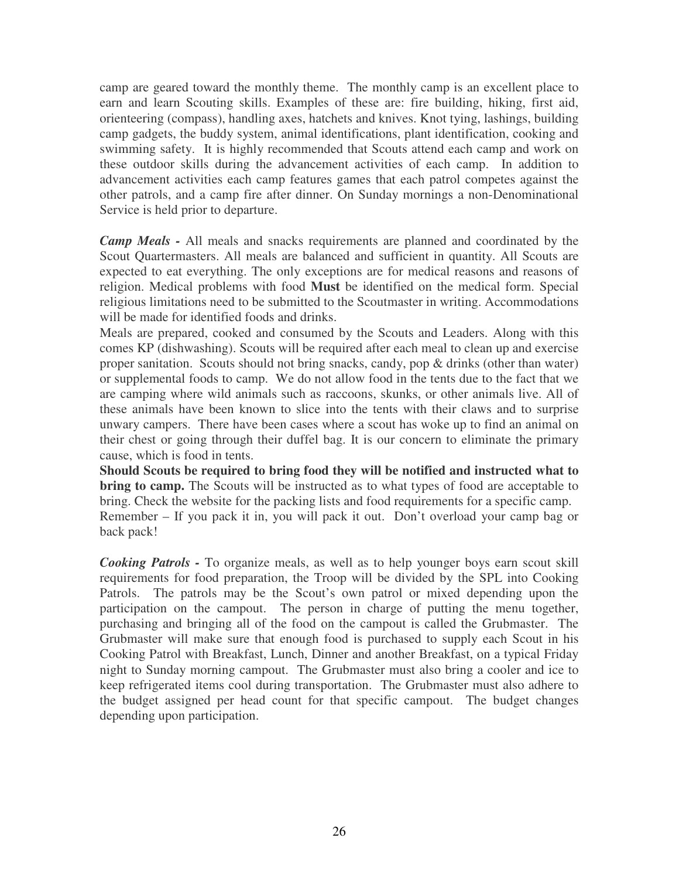camp are geared toward the monthly theme. The monthly camp is an excellent place to earn and learn Scouting skills. Examples of these are: fire building, hiking, first aid, orienteering (compass), handling axes, hatchets and knives. Knot tying, lashings, building camp gadgets, the buddy system, animal identifications, plant identification, cooking and swimming safety. It is highly recommended that Scouts attend each camp and work on these outdoor skills during the advancement activities of each camp. In addition to advancement activities each camp features games that each patrol competes against the other patrols, and a camp fire after dinner. On Sunday mornings a non-Denominational Service is held prior to departure.

***Camp Meals -*** All meals and snacks requirements are planned and coordinated by the Scout Quartermasters. All meals are balanced and sufficient in quantity. All Scouts are expected to eat everything. The only exceptions are for medical reasons and reasons of religion. Medical problems with food **Must** be identified on the medical form. Special religious limitations need to be submitted to the Scoutmaster in writing. Accommodations will be made for identified foods and drinks.

Meals are prepared, cooked and consumed by the Scouts and Leaders. Along with this comes KP (dishwashing). Scouts will be required after each meal to clean up and exercise proper sanitation. Scouts should not bring snacks, candy, pop & drinks (other than water) or supplemental foods to camp. We do not allow food in the tents due to the fact that we are camping where wild animals such as raccoons, skunks, or other animals live. All of these animals have been known to slice into the tents with their claws and to surprise unwary campers. There have been cases where a scout has woke up to find an animal on their chest or going through their duffel bag. It is our concern to eliminate the primary cause, which is food in tents.

**Should Scouts be required to bring food they will be notified and instructed what to bring to camp.** The Scouts will be instructed as to what types of food are acceptable to bring. Check the website for the packing lists and food requirements for a specific camp.

Remember – If you pack it in, you will pack it out. Don't overload your camp bag or back pack!

***Cooking Patrols -*** To organize meals, as well as to help younger boys earn scout skill requirements for food preparation, the Troop will be divided by the SPL into Cooking Patrols. The patrols may be the Scout's own patrol or mixed depending upon the participation on the campout. The person in charge of putting the menu together, purchasing and bringing all of the food on the campout is called the Grubmaster. The Grubmaster will make sure that enough food is purchased to supply each Scout in his Cooking Patrol with Breakfast, Lunch, Dinner and another Breakfast, on a typical Friday night to Sunday morning campout. The Grubmaster must also bring a cooler and ice to keep refrigerated items cool during transportation. The Grubmaster must also adhere to the budget assigned per head count for that specific campout. The budget changes depending upon participation.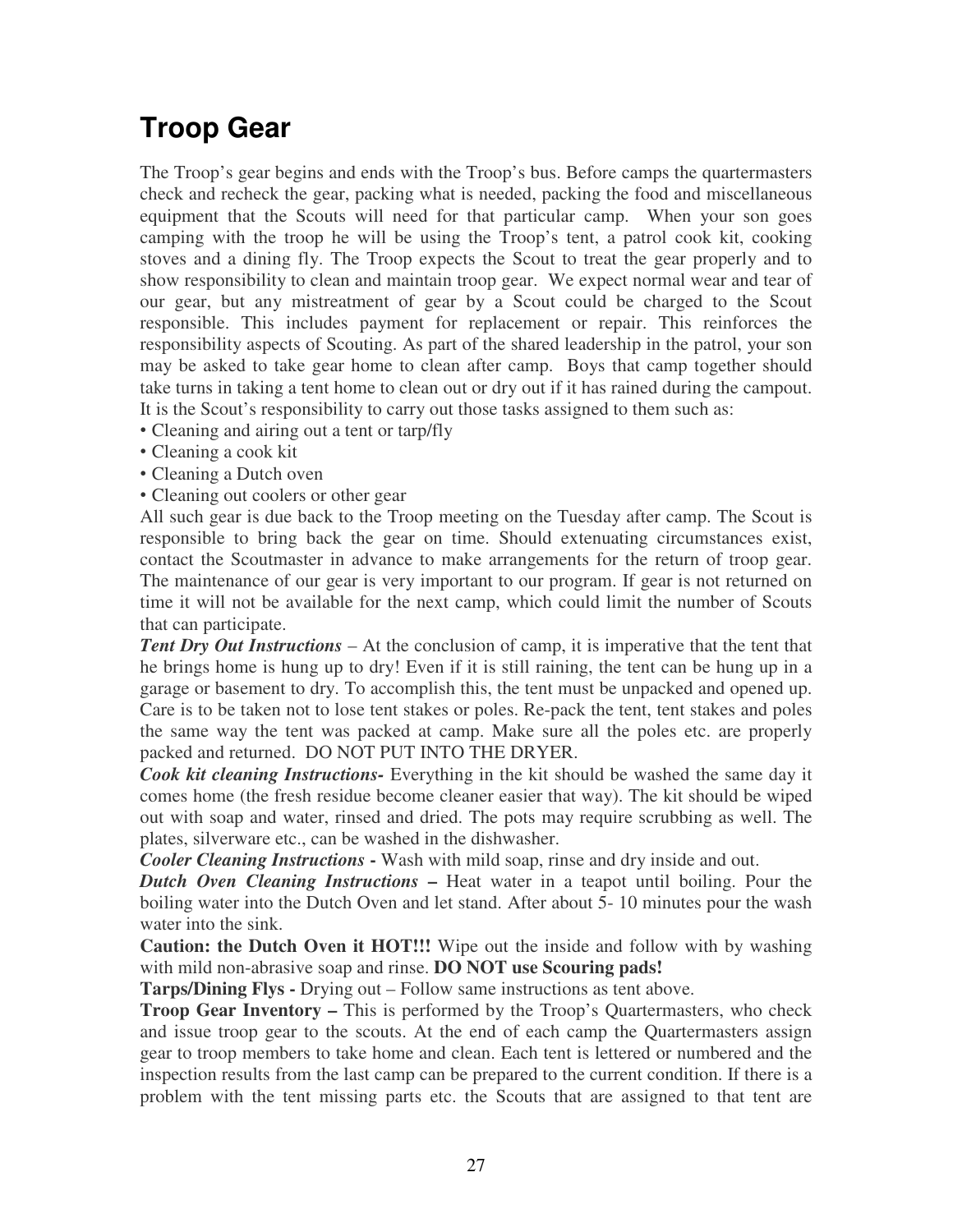# Troop Gear

The Troop's gear begins and ends with the Troop's bus. Before camps the quartermasters check and recheck the gear, packing what is needed, packing the food and miscellaneous equipment that the Scouts will need for that particular camp. When your son goes camping with the troop he will be using the Troop's tent, a patrol cook kit, cooking stoves and a dining fly. The Troop expects the Scout to treat the gear properly and to show responsibility to clean and maintain troop gear. We expect normal wear and tear of our gear, but any mistreatment of gear by a Scout could be charged to the Scout responsible. This includes payment for replacement or repair. This reinforces the responsibility aspects of Scouting. As part of the shared leadership in the patrol, your son may be asked to take gear home to clean after camp. Boys that camp together should take turns in taking a tent home to clean out or dry out if it has rained during the campout. It is the Scout's responsibility to carry out those tasks assigned to them such as:

- Cleaning and airing out a tent or tarp/fly
- Cleaning a cook kit
- Cleaning a Dutch oven
- Cleaning out coolers or other gear

All such gear is due back to the Troop meeting on the Tuesday after camp. The Scout is responsible to bring back the gear on time. Should extenuating circumstances exist, contact the Scoutmaster in advance to make arrangements for the return of troop gear. The maintenance of our gear is very important to our program. If gear is not returned on time it will not be available for the next camp, which could limit the number of Scouts that can participate.

***Tent Dry Out Instructions*** – At the conclusion of camp, it is imperative that the tent that he brings home is hung up to dry! Even if it is still raining, the tent can be hung up in a garage or basement to dry. To accomplish this, the tent must be unpacked and opened up. Care is to be taken not to lose tent stakes or poles. Re-pack the tent, tent stakes and poles the same way the tent was packed at camp. Make sure all the poles etc. are properly packed and returned. DO NOT PUT INTO THE DRYER.

***Cook kit cleaning Instructions-*** Everything in the kit should be washed the same day it comes home (the fresh residue become cleaner easier that way). The kit should be wiped out with soap and water, rinsed and dried. The pots may require scrubbing as well. The plates, silverware etc., can be washed in the dishwasher.

***Cooler Cleaning Instructions*** **-** Wash with mild soap, rinse and dry inside and out.

***Dutch Oven Cleaning Instructions*** **–** Heat water in a teapot until boiling. Pour the boiling water into the Dutch Oven and let stand. After about 5- 10 minutes pour the wash water into the sink.

**Caution: the Dutch Oven it HOT!!!** Wipe out the inside and follow with by washing with mild non-abrasive soap and rinse. **DO NOT use Scouring pads!**

**Tarps/Dining Flys -** Drying out – Follow same instructions as tent above.

**Troop Gear Inventory –** This is performed by the Troop's Quartermasters, who check and issue troop gear to the scouts. At the end of each camp the Quartermasters assign gear to troop members to take home and clean. Each tent is lettered or numbered and the inspection results from the last camp can be prepared to the current condition. If there is a problem with the tent missing parts etc. the Scouts that are assigned to that tent are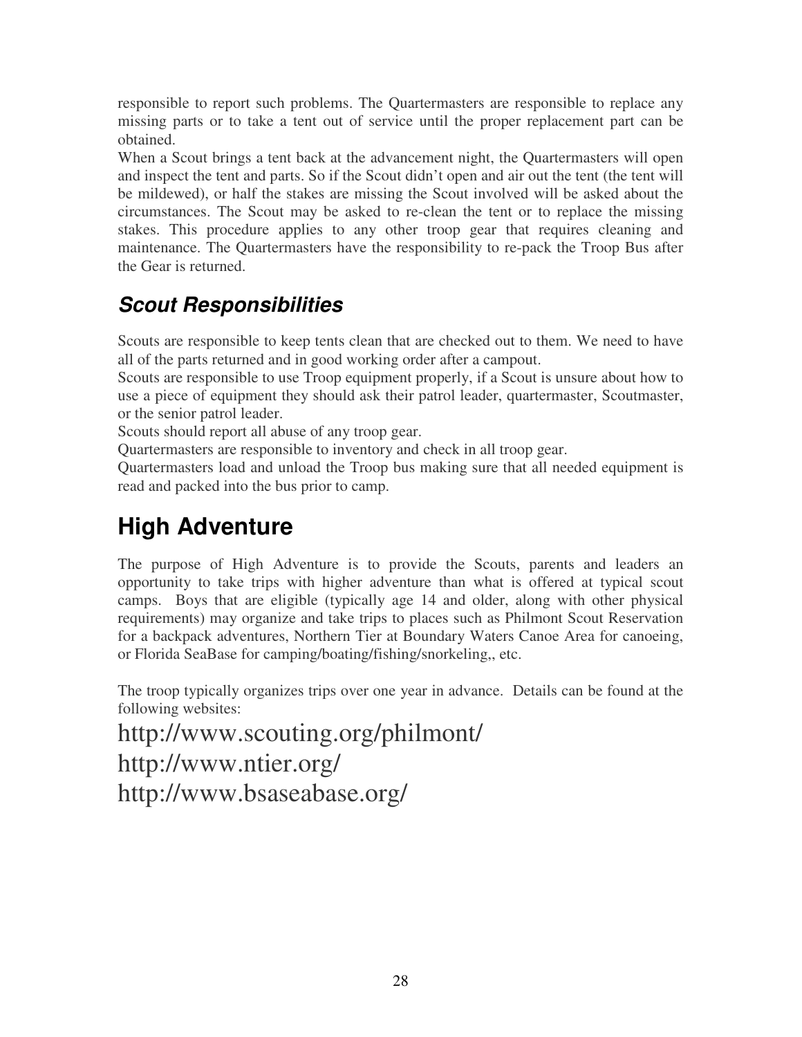responsible to report such problems. The Quartermasters are responsible to replace any missing parts or to take a tent out of service until the proper replacement part can be obtained.

When a Scout brings a tent back at the advancement night, the Quartermasters will open and inspect the tent and parts. So if the Scout didn't open and air out the tent (the tent will be mildewed), or half the stakes are missing the Scout involved will be asked about the circumstances. The Scout may be asked to re-clean the tent or to replace the missing stakes. This procedure applies to any other troop gear that requires cleaning and maintenance. The Quartermasters have the responsibility to re-pack the Troop Bus after the Gear is returned.

## *Scout Responsibilities*

Scouts are responsible to keep tents clean that are checked out to them. We need to have all of the parts returned and in good working order after a campout.

Scouts are responsible to use Troop equipment properly, if a Scout is unsure about how to use a piece of equipment they should ask their patrol leader, quartermaster, Scoutmaster, or the senior patrol leader.

Scouts should report all abuse of any troop gear.

Quartermasters are responsible to inventory and check in all troop gear.

Quartermasters load and unload the Troop bus making sure that all needed equipment is read and packed into the bus prior to camp.

# High Adventure

The purpose of High Adventure is to provide the Scouts, parents and leaders an opportunity to take trips with higher adventure than what is offered at typical scout camps. Boys that are eligible (typically age 14 and older, along with other physical requirements) may organize and take trips to places such as Philmont Scout Reservation for a backpack adventures, Northern Tier at Boundary Waters Canoe Area for canoeing, or Florida SeaBase for camping/boating/fishing/snorkeling,, etc.

The troop typically organizes trips over one year in advance. Details can be found at the following websites:

http://www.scouting.org/philmont/
http://www.ntier.org/
http://www.bsaseabase.org/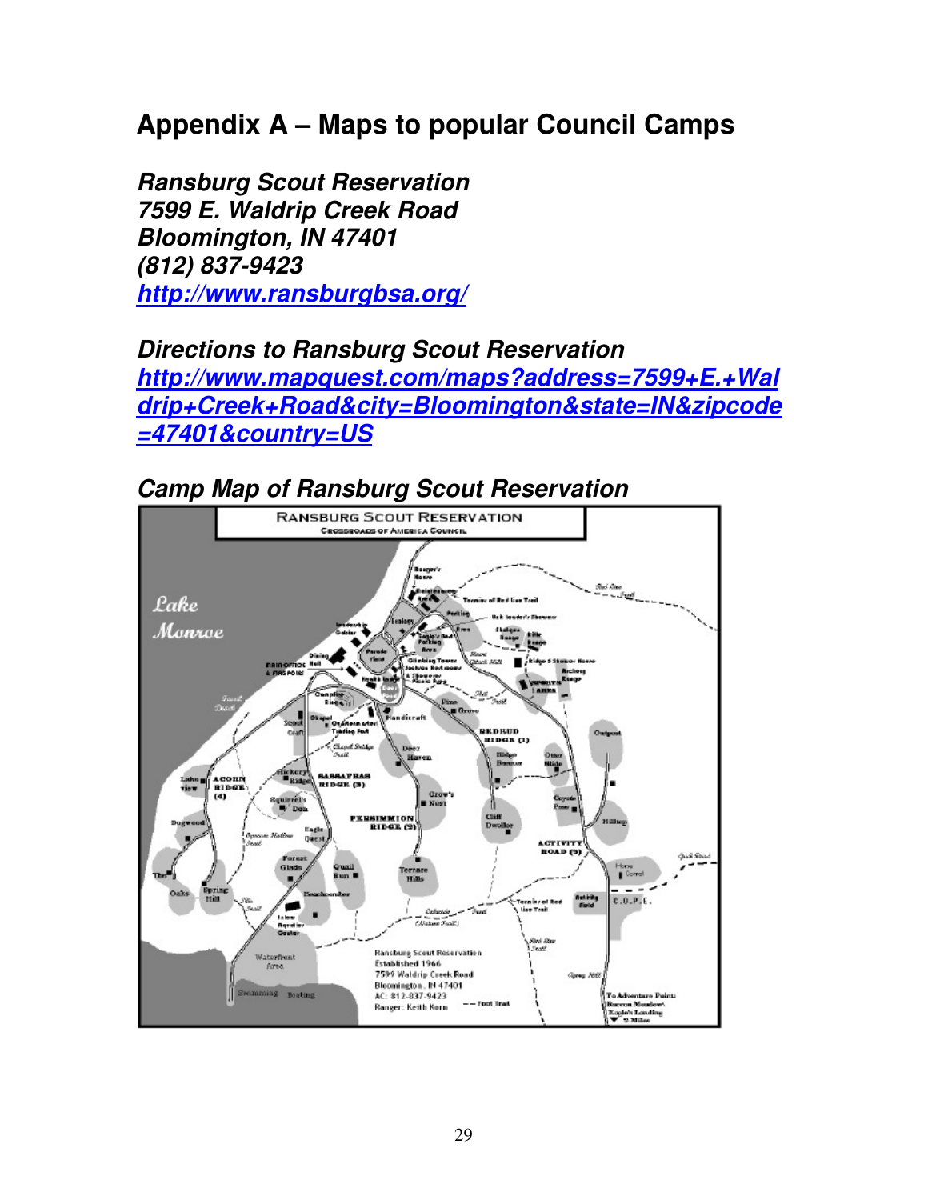# Appendix A – Maps to popular Council Camps

***Ransburg Scout Reservation***
***7599 E. Waldrip Creek Road***
***Bloomington, IN 47401***
***(812) 837-9423***
***http://www.ransburgbsa.org/***

### *Directions to Ransburg Scout Reservation*

***http://www.mapquest.com/maps?address=7599+E.+Waldrip+Creek+Road&city=Bloomington&state=IN&zipcode=47401&country=US***

### *Camp Map of Ransburg Scout Reservation*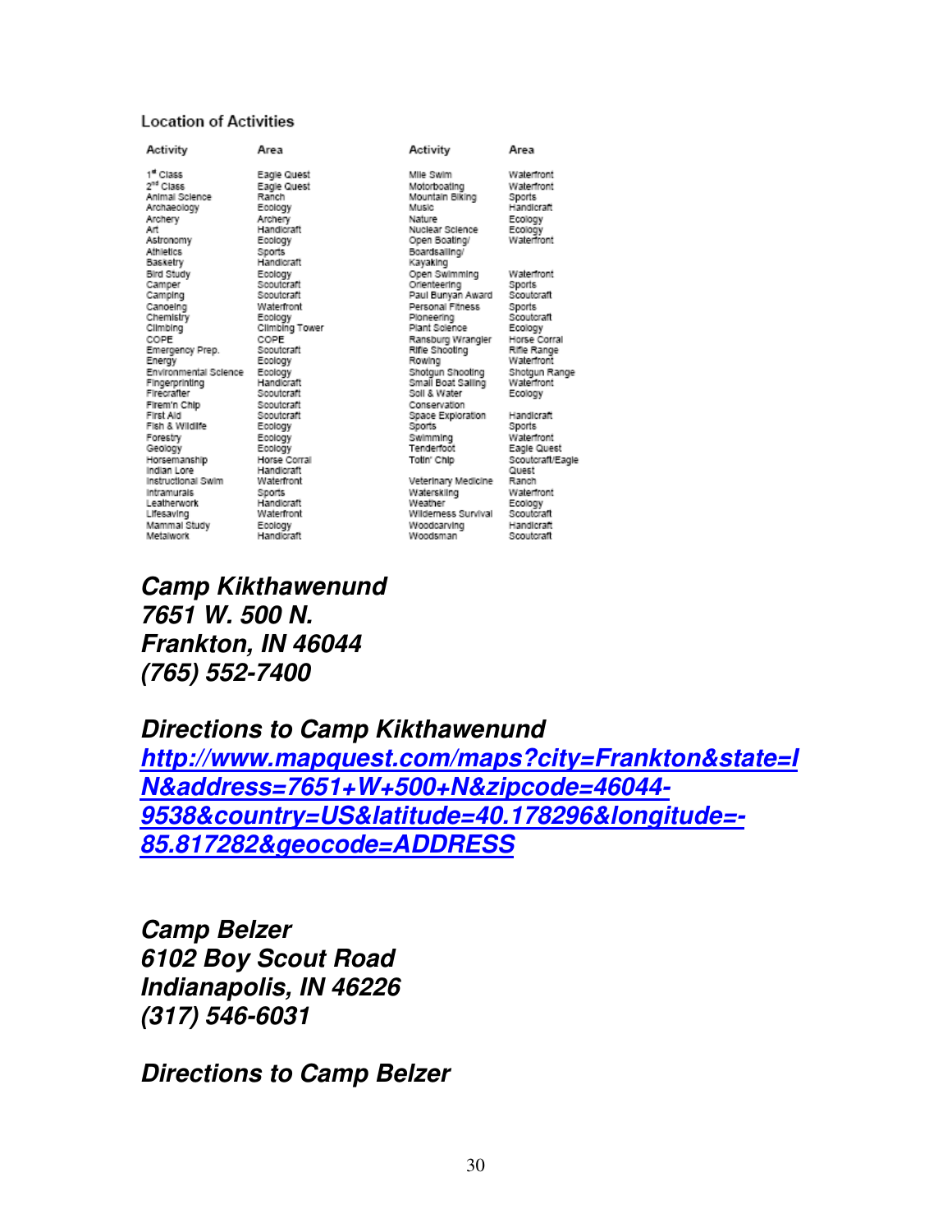Location of Activities

| Activity | Area | Activity | Area |
|---|---|---|---|
| 1st Class | Eagle Quest | Mile Swim | Waterfront |
| 2nd Class | Eagle Quest | Motorboating | Waterfront |
| Animal Science | Ranch | Mountain Biking | Sports |
| Archaeology | Ecology | Music | Handicraft |
| Archery | Archery | Nature | Ecology |
| Art | Handicraft | Nuclear Science | Ecology |
| Astronomy | Ecology | Open Boating/ Boardsailing/ Kayaking | Waterfront |
| Athletics | Sports | | |
| Basketry | Handicraft | | |
| Bird Study | Ecology | Open Swimming | Waterfront |
| Camper | Scoutcraft | Orienteering | Sports |
| Camping | Scoutcraft | Paul Bunyan Award | Scoutcraft |
| Canoeing | Waterfront | Personal Fitness | Sports |
| Chemistry | Ecology | Pioneering | Scoutcraft |
| Climbing | Climbing Tower | Plant Science | Ecology |
| COPE | COPE | Ransburg Wrangler | Horse Corral |
| Emergency Prep. | Scoutcraft | Rifle Shooting | Rifle Range |
| Energy | Ecology | Rowing | Waterfront |
| Environmental Science | Ecology | Shotgun Shooting | Shotgun Range |
| Fingerprinting | Handicraft | Small Boat Sailing | Waterfront |
| Firecrafter | Scoutcraft | Soil & Water Conservation | Ecology |
| Firem'n Chip | Scoutcraft | | |
| First Aid | Scoutcraft | Space Exploration | Handicraft |
| Fish & Wildlife | Ecology | Sports | Sports |
| Forestry | Ecology | Swimming | Waterfront |
| Geology | Ecology | Tenderfoot | Eagle Quest |
| Horsemanship | Horse Corral | Totin' Chip | Scoutcraft/Eagle Quest |
| Indian Lore | Handicraft | | |
| Instructional Swim | Waterfront | Veterinary Medicine | Ranch |
| Intramurals | Sports | Waterskiing | Waterfront |
| Leatherwork | Handicraft | Weather | Ecology |
| Lifesaving | Waterfront | Wilderness Survival | Scoutcraft |
| Mammal Study | Ecology | Woodcarving | Handicraft |
| Metalwork | Handicraft | Woodsman | Scoutcraft |

***Camp Kikthawenund***
***7651 W. 500 N.***
***Frankton, IN 46044***
***(765) 552-7400***

***Directions to Camp Kikthawenund***
***http://www.mapquest.com/maps?city=Frankton&state=IN&address=7651+W+500+N&zipcode=46044-9538&country=US&latitude=40.178296&longitude=-85.817282&geocode=ADDRESS***

***Camp Belzer***
***6102 Boy Scout Road***
***Indianapolis, IN 46226***
***(317) 546-6031***

***Directions to Camp Belzer***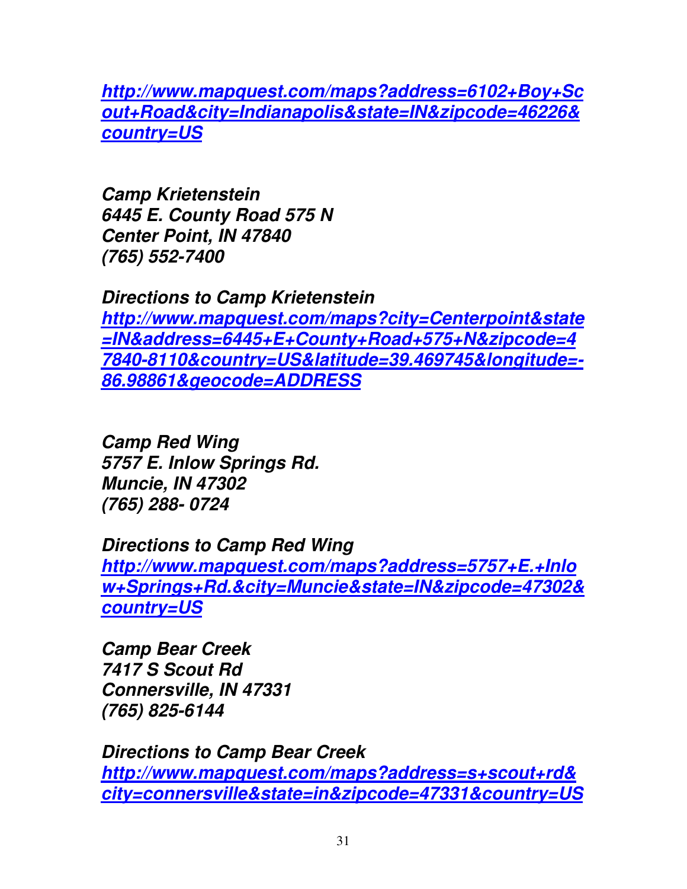***http://www.mapquest.com/maps?address=6102+Boy+Scout+Road&city=Indianapolis&state=IN&zipcode=46226&country=US***

***Camp Krietenstein***
***6445 E. County Road 575 N***
***Center Point, IN 47840***
***(765) 552-7400***

***Directions to Camp Krietenstein***
***http://www.mapquest.com/maps?city=Centerpoint&state=IN&address=6445+E+County+Road+575+N&zipcode=47840-8110&country=US&latitude=39.469745&longitude=-86.98861&geocode=ADDRESS***

***Camp Red Wing***
***5757 E. Inlow Springs Rd.***
***Muncie, IN 47302***
***(765) 288- 0724***

***Directions to Camp Red Wing***
***http://www.mapquest.com/maps?address=5757+E.+Inlow+Springs+Rd.&city=Muncie&state=IN&zipcode=47302&country=US***

***Camp Bear Creek***
***7417 S Scout Rd***
***Connersville, IN 47331***
***(765) 825-6144***

***Directions to Camp Bear Creek***
***http://www.mapquest.com/maps?address=s+scout+rd&city=connersville&state=in&zipcode=47331&country=US***